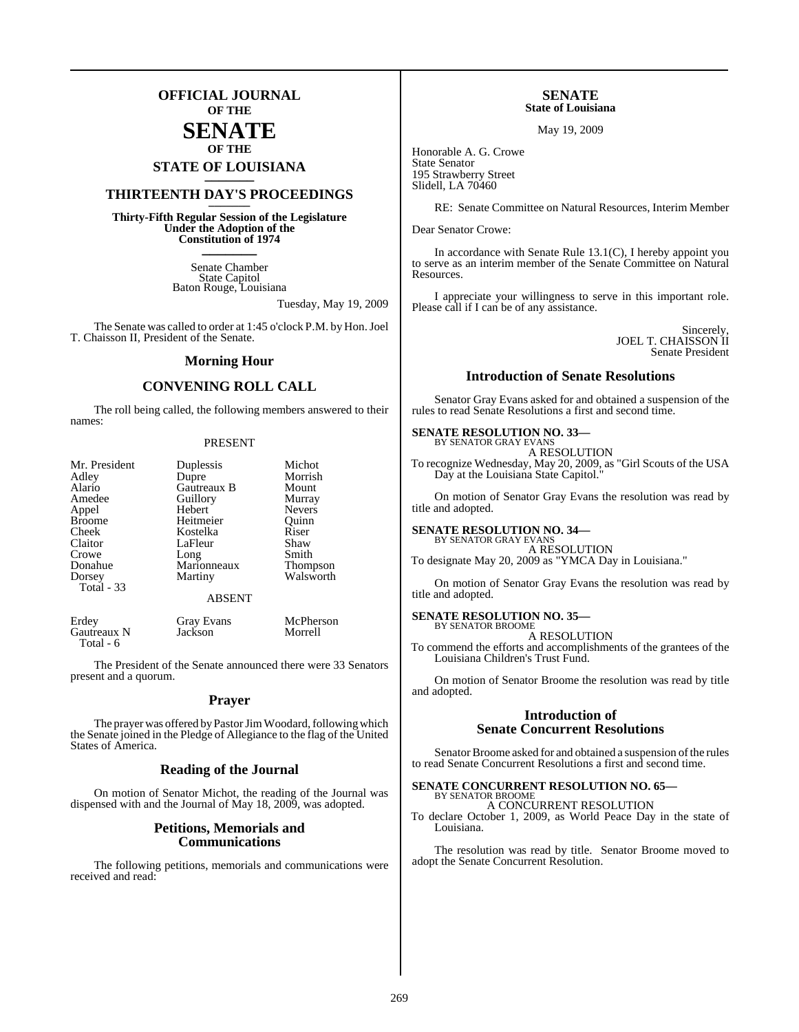# OFFICIAL JOURNAL OF THE SENATE OF THE STATE OF LOUISIANA

## THIRTEENTH DAY'S PROCEEDINGS

**Thirty-Fifth Regular Session of the Legislature Under the Adoption of the Constitution of 1974**

Senate Chamber
State Capitol
Baton Rouge, Louisiana

Tuesday, May 19, 2009

The Senate was called to order at 1:45 o'clock P.M. by Hon. Joel T. Chaisson II, President of the Senate.

## Morning Hour

## CONVENING ROLL CALL

The roll being called, the following members answered to their names:

PRESENT

| | | |
|---|---|---|
| Mr. President | Duplessis | Michot |
| Adley | Dupre | Morrish |
| Alario | Gautreaux B | Mount |
| Amedee | Guillory | Murray |
| Appel | Hebert | Nevers |
| Broome | Heitmeier | Quinn |
| Cheek | Kostelka | Riser |
| Claitor | LaFleur | Shaw |
| Crowe | Long | Smith |
| Donahue | Marionneaux | Thompson |
| Dorsey | Martiny | Walsworth |
| Total - 33 | | |

ABSENT

| | | |
|---|---|---|
| Erdey | Gray Evans | McPherson |
| Gautreaux N | Jackson | Morrell |
| Total - 6 | | |

The President of the Senate announced there were 33 Senators present and a quorum.

## Prayer

The prayer was offered by Pastor Jim Woodard, following which the Senate joined in the Pledge of Allegiance to the flag of the United States of America.

## Reading of the Journal

On motion of Senator Michot, the reading of the Journal was dispensed with and the Journal of May 18, 2009, was adopted.

## Petitions, Memorials and Communications

The following petitions, memorials and communications were received and read:

**SENATE**
**State of Louisiana**

May 19, 2009

Honorable A. G. Crowe
State Senator
195 Strawberry Street
Slidell, LA 70460

RE: Senate Committee on Natural Resources, Interim Member

Dear Senator Crowe:

In accordance with Senate Rule 13.1(C), I hereby appoint you to serve as an interim member of the Senate Committee on Natural Resources.

I appreciate your willingness to serve in this important role. Please call if I can be of any assistance.

Sincerely,
JOEL T. CHAISSON II
Senate President

## Introduction of Senate Resolutions

Senator Gray Evans asked for and obtained a suspension of the rules to read Senate Resolutions a first and second time.

**SENATE RESOLUTION NO. 33—**
BY SENATOR GRAY EVANS

A RESOLUTION

To recognize Wednesday, May 20, 2009, as "Girl Scouts of the USA Day at the Louisiana State Capitol."

On motion of Senator Gray Evans the resolution was read by title and adopted.

**SENATE RESOLUTION NO. 34—**
BY SENATOR GRAY EVANS

A RESOLUTION

To designate May 20, 2009 as "YMCA Day in Louisiana."

On motion of Senator Gray Evans the resolution was read by title and adopted.

**SENATE RESOLUTION NO. 35—**
BY SENATOR BROOME

A RESOLUTION

To commend the efforts and accomplishments of the grantees of the Louisiana Children's Trust Fund.

On motion of Senator Broome the resolution was read by title and adopted.

## Introduction of Senate Concurrent Resolutions

Senator Broome asked for and obtained a suspension of the rules to read Senate Concurrent Resolutions a first and second time.

**SENATE CONCURRENT RESOLUTION NO. 65—**
BY SENATOR BROOME

A CONCURRENT RESOLUTION

To declare October 1, 2009, as World Peace Day in the state of Louisiana.

The resolution was read by title. Senator Broome moved to adopt the Senate Concurrent Resolution.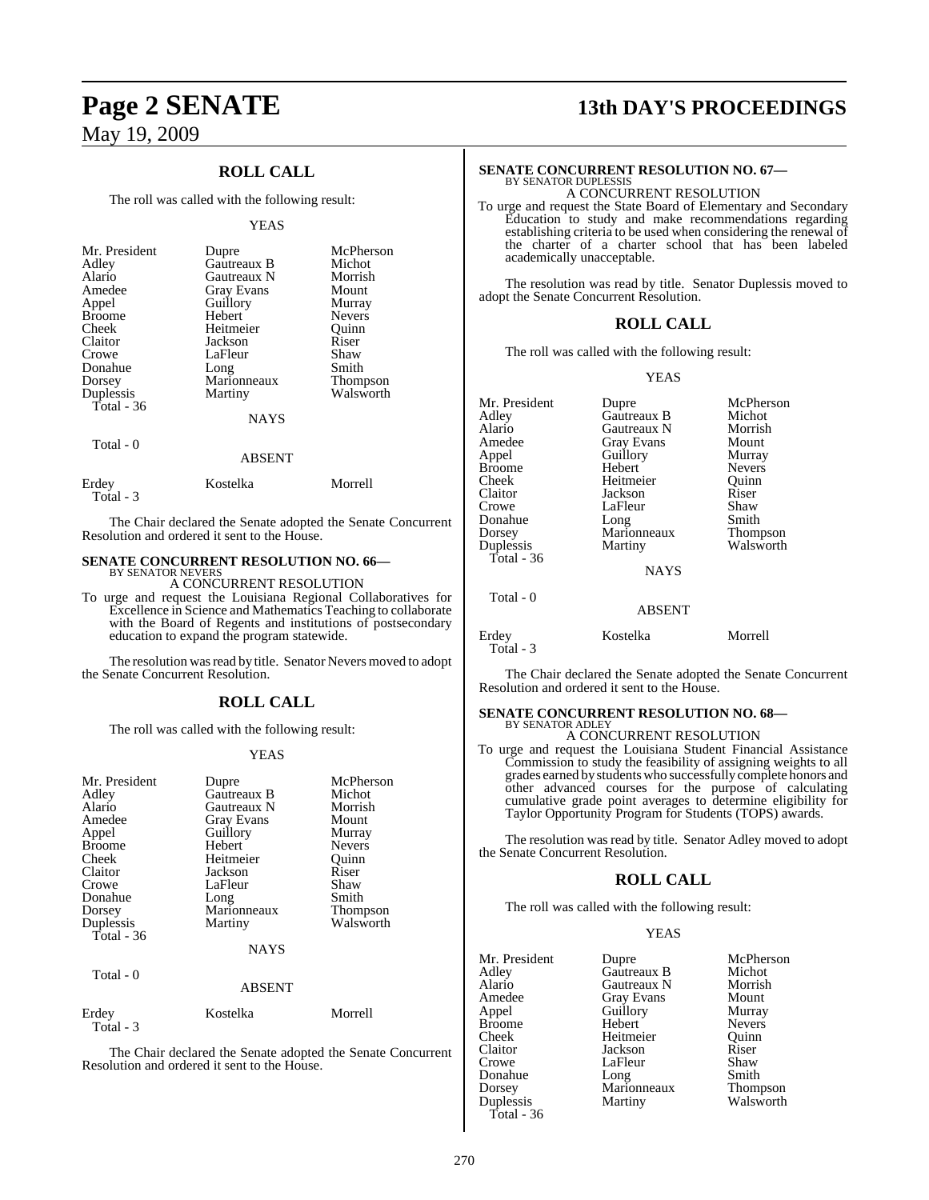## ROLL CALL

The roll was called with the following result:

YEAS

| | | |
|---|---|---|
| Mr. President | Dupre | McPherson |
| Adley | Gautreaux B | Michot |
| Alario | Gautreaux N | Morrish |
| Amedee | Gray Evans | Mount |
| Appel | Guillory | Murray |
| Broome | Hebert | Nevers |
| Cheek | Heitmeier | Quinn |
| Claitor | Jackson | Riser |
| Crowe | LaFleur | Shaw |
| Donahue | Long | Smith |
| Dorsey | Marionneaux | Thompson |
| Duplessis | Martiny | Walsworth |
| Total - 36 | | |

NAYS

Total - 0

ABSENT

| | | |
|---|---|---|
| Erdey | Kostelka | Morrell |
| Total - 3 | | |

The Chair declared the Senate adopted the Senate Concurrent Resolution and ordered it sent to the House.

### SENATE CONCURRENT RESOLUTION NO. 66—
BY SENATOR NEVERS

A CONCURRENT RESOLUTION

To urge and request the Louisiana Regional Collaboratives for Excellence in Science and Mathematics Teaching to collaborate with the Board of Regents and institutions of postsecondary education to expand the program statewide.

The resolution was read by title. Senator Nevers moved to adopt the Senate Concurrent Resolution.

## ROLL CALL

The roll was called with the following result:

YEAS

| | | |
|---|---|---|
| Mr. President | Dupre | McPherson |
| Adley | Gautreaux B | Michot |
| Alario | Gautreaux N | Morrish |
| Amedee | Gray Evans | Mount |
| Appel | Guillory | Murray |
| Broome | Hebert | Nevers |
| Cheek | Heitmeier | Quinn |
| Claitor | Jackson | Riser |
| Crowe | LaFleur | Shaw |
| Donahue | Long | Smith |
| Dorsey | Marionneaux | Thompson |
| Duplessis | Martiny | Walsworth |
| Total - 36 | | |

NAYS

Total - 0

ABSENT

| | | |
|---|---|---|
| Erdey | Kostelka | Morrell |
| Total - 3 | | |

The Chair declared the Senate adopted the Senate Concurrent Resolution and ordered it sent to the House.

### SENATE CONCURRENT RESOLUTION NO. 67—
BY SENATOR DUPLESSIS

A CONCURRENT RESOLUTION

To urge and request the State Board of Elementary and Secondary Education to study and make recommendations regarding establishing criteria to be used when considering the renewal of the charter of a charter school that has been labeled academically unacceptable.

The resolution was read by title. Senator Duplessis moved to adopt the Senate Concurrent Resolution.

## ROLL CALL

The roll was called with the following result:

YEAS

| | | |
|---|---|---|
| Mr. President | Dupre | McPherson |
| Adley | Gautreaux B | Michot |
| Alario | Gautreaux N | Morrish |
| Amedee | Gray Evans | Mount |
| Appel | Guillory | Murray |
| Broome | Hebert | Nevers |
| Cheek | Heitmeier | Quinn |
| Claitor | Jackson | Riser |
| Crowe | LaFleur | Shaw |
| Donahue | Long | Smith |
| Dorsey | Marionneaux | Thompson |
| Duplessis | Martiny | Walsworth |
| Total - 36 | | |

NAYS

Total - 0

ABSENT

| | | |
|---|---|---|
| Erdey | Kostelka | Morrell |
| Total - 3 | | |

The Chair declared the Senate adopted the Senate Concurrent Resolution and ordered it sent to the House.

### SENATE CONCURRENT RESOLUTION NO. 68—
BY SENATOR ADLEY

A CONCURRENT RESOLUTION

To urge and request the Louisiana Student Financial Assistance Commission to study the feasibility of assigning weights to all grades earned by students who successfully complete honors and other advanced courses for the purpose of calculating cumulative grade point averages to determine eligibility for Taylor Opportunity Program for Students (TOPS) awards.

The resolution was read by title. Senator Adley moved to adopt the Senate Concurrent Resolution.

## ROLL CALL

The roll was called with the following result:

YEAS

| | | |
|---|---|---|
| Mr. President | Dupre | McPherson |
| Adley | Gautreaux B | Michot |
| Alario | Gautreaux N | Morrish |
| Amedee | Gray Evans | Mount |
| Appel | Guillory | Murray |
| Broome | Hebert | Nevers |
| Cheek | Heitmeier | Quinn |
| Claitor | Jackson | Riser |
| Crowe | LaFleur | Shaw |
| Donahue | Long | Smith |
| Dorsey | Marionneaux | Thompson |
| Duplessis | Martiny | Walsworth |
| Total - 36 | | |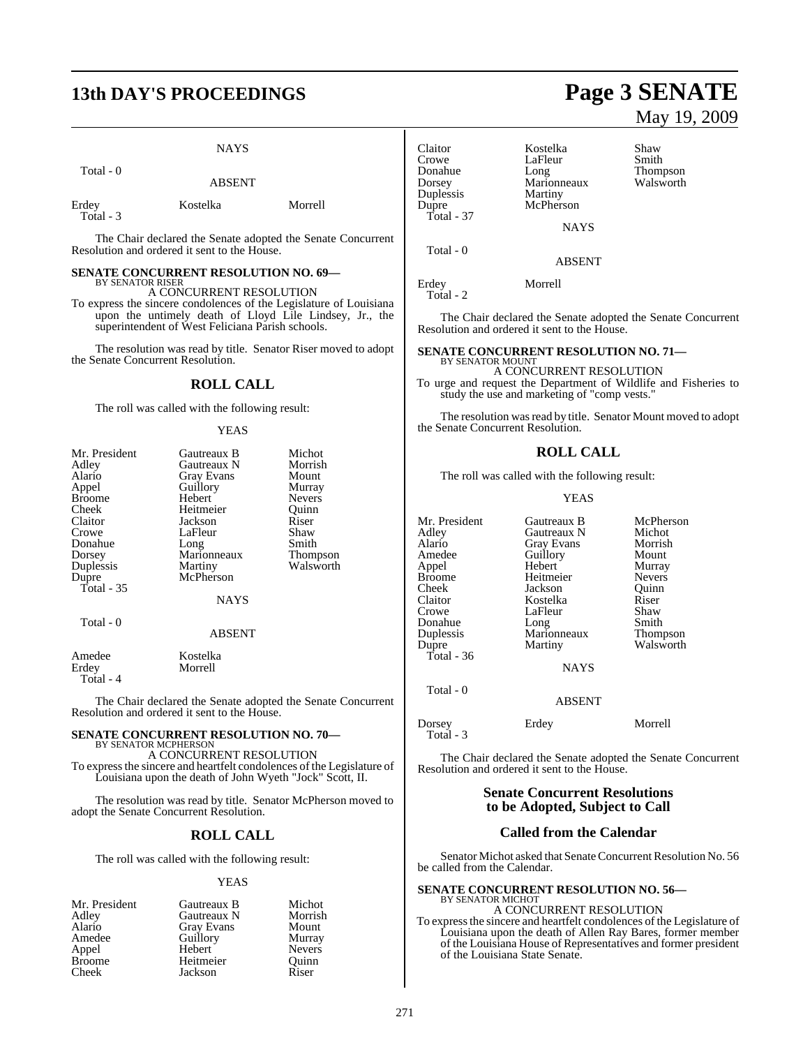NAYS

Total - 0

ABSENT

| | | |
|---|---|---|
| Erdey | Kostelka | Morrell |
| Total - 3 | | |

The Chair declared the Senate adopted the Senate Concurrent Resolution and ordered it sent to the House.

**SENATE CONCURRENT RESOLUTION NO. 69—**
BY SENATOR RISER

A CONCURRENT RESOLUTION

To express the sincere condolences of the Legislature of Louisiana upon the untimely death of Lloyd Lile Lindsey, Jr., the superintendent of West Feliciana Parish schools.

The resolution was read by title. Senator Riser moved to adopt the Senate Concurrent Resolution.

## ROLL CALL

The roll was called with the following result:

YEAS

| | | |
|---|---|---|
| Mr. President | Gautreaux B | Michot |
| Adley | Gautreaux N | Morrish |
| Alario | Gray Evans | Mount |
| Appel | Guillory | Murray |
| Broome | Hebert | Nevers |
| Cheek | Heitmeier | Quinn |
| Claitor | Jackson | Riser |
| Crowe | LaFleur | Shaw |
| Donahue | Long | Smith |
| Dorsey | Marionneaux | Thompson |
| Duplessis | Martiny | Walsworth |
| Dupre | McPherson | |
| Total - 35 | | |

NAYS

Total - 0

ABSENT

| | |
|---|---|
| Amedee | Kostelka |
| Erdey | Morrell |
| Total - 4 | |

The Chair declared the Senate adopted the Senate Concurrent Resolution and ordered it sent to the House.

**SENATE CONCURRENT RESOLUTION NO. 70—**
BY SENATOR MCPHERSON

A CONCURRENT RESOLUTION

To express the sincere and heartfelt condolences of the Legislature of Louisiana upon the death of John Wyeth "Jock" Scott, II.

The resolution was read by title. Senator McPherson moved to adopt the Senate Concurrent Resolution.

## ROLL CALL

The roll was called with the following result:

YEAS

| | | |
|---|---|---|
| Mr. President | Gautreaux B | Michot |
| Adley | Gautreaux N | Morrish |
| Alario | Gray Evans | Mount |
| Amedee | Guillory | Murray |
| Appel | Hebert | Nevers |
| Broome | Heitmeier | Quinn |
| Cheek | Jackson | Riser |
| Claitor | Kostelka | Shaw |
| Crowe | LaFleur | Smith |
| Donahue | Long | Thompson |
| Dorsey | Marionneaux | Walsworth |
| Duplessis | Martiny | |
| Dupre | McPherson | |
| Total - 37 | | |

NAYS

Total - 0

ABSENT

| | |
|---|---|
| Erdey | Morrell |
| Total - 2 | |

The Chair declared the Senate adopted the Senate Concurrent Resolution and ordered it sent to the House.

**SENATE CONCURRENT RESOLUTION NO. 71—**
BY SENATOR MOUNT

A CONCURRENT RESOLUTION

To urge and request the Department of Wildlife and Fisheries to study the use and marketing of "comp vests."

The resolution was read by title. Senator Mount moved to adopt the Senate Concurrent Resolution.

## ROLL CALL

The roll was called with the following result:

YEAS

| | | |
|---|---|---|
| Mr. President | Gautreaux B | McPherson |
| Adley | Gautreaux N | Michot |
| Alario | Gray Evans | Morrish |
| Amedee | Guillory | Mount |
| Appel | Hebert | Murray |
| Broome | Heitmeier | Nevers |
| Cheek | Jackson | Quinn |
| Claitor | Kostelka | Riser |
| Crowe | LaFleur | Shaw |
| Donahue | Long | Smith |
| Duplessis | Marionneaux | Thompson |
| Dupre | Martiny | Walsworth |
| Total - 36 | | |

NAYS

Total - 0

ABSENT

| | | |
|---|---|---|
| Dorsey | Erdey | Morrell |
| Total - 3 | | |

The Chair declared the Senate adopted the Senate Concurrent Resolution and ordered it sent to the House.

## Senate Concurrent Resolutions to be Adopted, Subject to Call

## Called from the Calendar

Senator Michot asked that Senate Concurrent Resolution No. 56 be called from the Calendar.

**SENATE CONCURRENT RESOLUTION NO. 56—**
BY SENATOR MICHOT

A CONCURRENT RESOLUTION

To express the sincere and heartfelt condolences of the Legislature of Louisiana upon the death of Allen Ray Bares, former member of the Louisiana House of Representatives and former president of the Louisiana State Senate.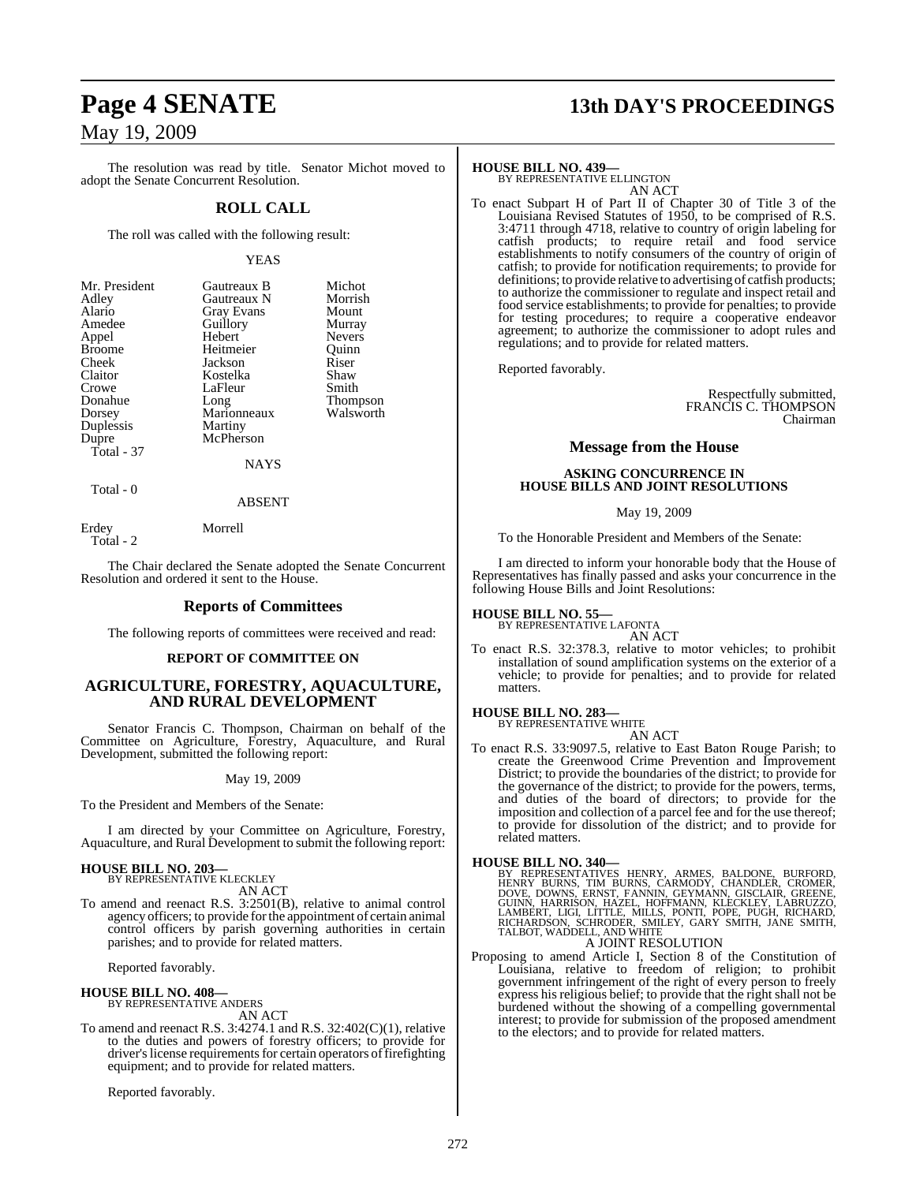The resolution was read by title. Senator Michot moved to adopt the Senate Concurrent Resolution.

## ROLL CALL

The roll was called with the following result:

YEAS

| | | |
|---|---|---|
| Mr. President | Gautreaux B | Michot |
| Adley | Gautreaux N | Morrish |
| Alario | Gray Evans | Mount |
| Amedee | Guillory | Murray |
| Appel | Hebert | Nevers |
| Broome | Heitmeier | Quinn |
| Cheek | Jackson | Riser |
| Claitor | Kostelka | Shaw |
| Crowe | LaFleur | Smith |
| Donahue | Long | Thompson |
| Dorsey | Marionneaux | Walsworth |
| Duplessis | Martiny | |
| Dupre | McPherson | |

Total - 37

NAYS

Total - 0

ABSENT

Erdey Morrell

Total - 2

The Chair declared the Senate adopted the Senate Concurrent Resolution and ordered it sent to the House.

## Reports of Committees

The following reports of committees were received and read:

### REPORT OF COMMITTEE ON

### AGRICULTURE, FORESTRY, AQUACULTURE, AND RURAL DEVELOPMENT

Senator Francis C. Thompson, Chairman on behalf of the Committee on Agriculture, Forestry, Aquaculture, and Rural Development, submitted the following report:

May 19, 2009

To the President and Members of the Senate:

I am directed by your Committee on Agriculture, Forestry, Aquaculture, and Rural Development to submit the following report:

**HOUSE BILL NO. 203—**
BY REPRESENTATIVE KLECKLEY
AN ACT

To amend and reenact R.S. 3:2501(B), relative to animal control agency officers; to provide for the appointment of certain animal control officers by parish governing authorities in certain parishes; and to provide for related matters.

Reported favorably.

**HOUSE BILL NO. 408—**
BY REPRESENTATIVE ANDERS
AN ACT

To amend and reenact R.S. 3:4274.1 and R.S. 32:402(C)(1), relative to the duties and powers of forestry officers; to provide for driver's license requirements for certain operators of firefighting equipment; and to provide for related matters.

Reported favorably.

**HOUSE BILL NO. 439—**
BY REPRESENTATIVE ELLINGTON
AN ACT

To enact Subpart H of Part II of Chapter 30 of Title 3 of the Louisiana Revised Statutes of 1950, to be comprised of R.S. 3:4711 through 4718, relative to country of origin labeling for catfish products; to require retail and food service establishments to notify consumers of the country of origin of catfish; to provide for notification requirements; to provide for definitions; to provide relative to advertising of catfish products; to authorize the commissioner to regulate and inspect retail and food service establishments; to provide for penalties; to provide for testing procedures; to require a cooperative endeavor agreement; to authorize the commissioner to adopt rules and regulations; and to provide for related matters.

Reported favorably.

Respectfully submitted,
FRANCIS C. THOMPSON
Chairman

## Message from the House

### ASKING CONCURRENCE IN HOUSE BILLS AND JOINT RESOLUTIONS

May 19, 2009

To the Honorable President and Members of the Senate:

I am directed to inform your honorable body that the House of Representatives has finally passed and asks your concurrence in the following House Bills and Joint Resolutions:

**HOUSE BILL NO. 55—**
BY REPRESENTATIVE LAFONTA
AN ACT

To enact R.S. 32:378.3, relative to motor vehicles; to prohibit installation of sound amplification systems on the exterior of a vehicle; to provide for penalties; and to provide for related matters.

**HOUSE BILL NO. 283—**
BY REPRESENTATIVE WHITE
AN ACT

To enact R.S. 33:9097.5, relative to East Baton Rouge Parish; to create the Greenwood Crime Prevention and Improvement District; to provide the boundaries of the district; to provide for the governance of the district; to provide for the powers, terms, and duties of the board of directors; to provide for the imposition and collection of a parcel fee and for the use thereof; to provide for dissolution of the district; and to provide for related matters.

**HOUSE BILL NO. 340—**
BY REPRESENTATIVES HENRY, ARMES, BALDONE, BURFORD, HENRY BURNS, TIM BURNS, CARMODY, CHANDLER, CROMER, DOVE, DOWNS, ERNST, FANNIN, GEYMANN, GISCLAIR, GREENE, GUINN, HARRISON, HAZEL, HOFFMANN, KLECKLEY, LABRUZZO, LAMBERT, LIGI, LITTLE, MILLS, PONTI, POPE, PUGH, RICHARD, RICHARDSON, SCHRODER, SMILEY, GARY SMITH, JANE SMITH, TALBOT, WADDELL, AND WHITE
A JOINT RESOLUTION

Proposing to amend Article I, Section 8 of the Constitution of Louisiana, relative to freedom of religion; to prohibit government infringement of the right of every person to freely express his religious belief; to provide that the right shall not be burdened without the showing of a compelling governmental interest; to provide for submission of the proposed amendment to the electors; and to provide for related matters.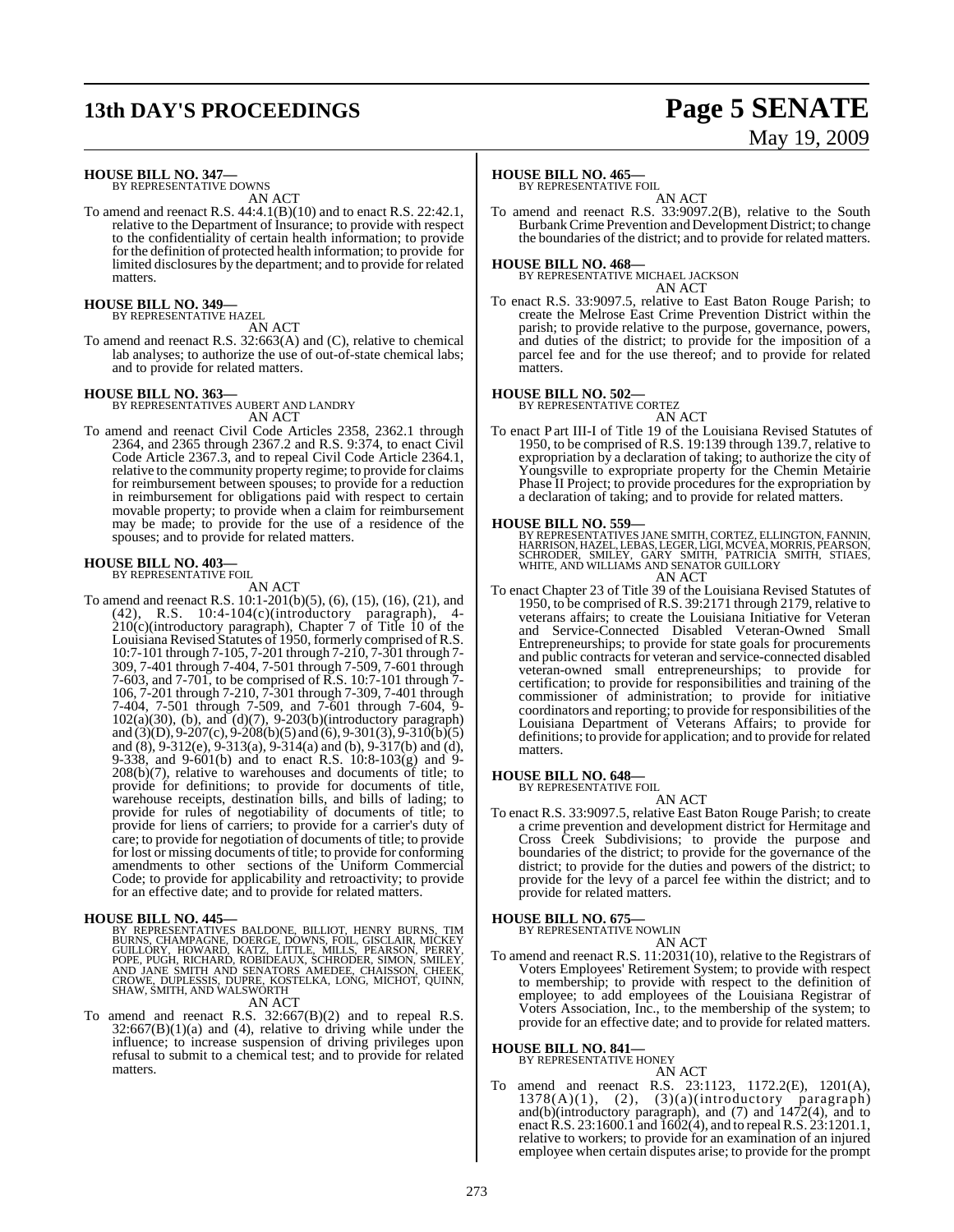**HOUSE BILL NO. 347—**
BY REPRESENTATIVE DOWNS

AN ACT

To amend and reenact R.S. 44:4.1(B)(10) and to enact R.S. 22:42.1, relative to the Department of Insurance; to provide with respect to the confidentiality of certain health information; to provide for the definition of protected health information; to provide for limited disclosures by the department; and to provide for related matters.

**HOUSE BILL NO. 349—**
BY REPRESENTATIVE HAZEL

AN ACT

To amend and reenact R.S. 32:663(A) and (C), relative to chemical lab analyses; to authorize the use of out-of-state chemical labs; and to provide for related matters.

**HOUSE BILL NO. 363—**
BY REPRESENTATIVES AUBERT AND LANDRY

AN ACT

To amend and reenact Civil Code Articles 2358, 2362.1 through 2364, and 2365 through 2367.2 and R.S. 9:374, to enact Civil Code Article 2367.3, and to repeal Civil Code Article 2364.1, relative to the community property regime; to provide for claims for reimbursement between spouses; to provide for a reduction in reimbursement for obligations paid with respect to certain movable property; to provide when a claim for reimbursement may be made; to provide for the use of a residence of the spouses; and to provide for related matters.

**HOUSE BILL NO. 403—**
BY REPRESENTATIVE FOIL

AN ACT

To amend and reenact R.S. 10:1-201(b)(5), (6), (15), (16), (21), and (42), R.S. 10:4-104(c)(introductory paragraph), 4-210(c)(introductory paragraph), Chapter 7 of Title 10 of the Louisiana Revised Statutes of 1950, formerly comprised of R.S. 10:7-101 through 7-105, 7-201 through 7-210, 7-301 through 7-309, 7-401 through 7-404, 7-501 through 7-509, 7-601 through 7-603, and 7-701, to be comprised of R.S. 10:7-101 through 7-106, 7-201 through 7-210, 7-301 through 7-309, 7-401 through 7-404, 7-501 through 7-509, and 7-601 through 7-604, 9-102(a)(30), (b), and (d)(7), 9-203(b)(introductory paragraph) and (3)(D), 9-207(c), 9-208(b)(5) and (6), 9-301(3), 9-310(b)(5) and (8), 9-312(e), 9-313(a), 9-314(a) and (b), 9-317(b) and (d), 9-338, and 9-601(b) and to enact R.S. 10:8-103(g) and 9-208(b)(7), relative to warehouses and documents of title; to provide for definitions; to provide for documents of title, warehouse receipts, destination bills, and bills of lading; to provide for rules of negotiability of documents of title; to provide for liens of carriers; to provide for a carrier's duty of care; to provide for negotiation of documents of title; to provide for lost or missing documents of title; to provide for conforming amendments to other sections of the Uniform Commercial Code; to provide for applicability and retroactivity; to provide for an effective date; and to provide for related matters.

**HOUSE BILL NO. 445—**
BY REPRESENTATIVES BALDONE, BILLIOT, HENRY BURNS, TIM BURNS, CHAMPAGNE, DOERGE, DOWNS, FOIL, GISCLAIR, MICKEY GUILLORY, HOWARD, KATZ, LITTLE, MILLS, PEARSON, PERRY, POPE, PUGH, RICHARD, ROBIDEAUX, SCHRODER, SIMON, SMILEY, AND JANE SMITH AND SENATORS AMEDEE, CHAISSON, CHEEK, CROWE, DUPLESSIS, DUPRE, KOSTELKA, LONG, MICHOT, QUINN, SHAW, SMITH, AND WALSWORTH

AN ACT

To amend and reenact R.S. 32:667(B)(2) and to repeal R.S. 32:667(B)(1)(a) and (4), relative to driving while under the influence; to increase suspension of driving privileges upon refusal to submit to a chemical test; and to provide for related matters.

**HOUSE BILL NO. 465—**
BY REPRESENTATIVE FOIL

AN ACT

To amend and reenact R.S. 33:9097.2(B), relative to the South Burbank Crime Prevention and Development District; to change the boundaries of the district; and to provide for related matters.

**HOUSE BILL NO. 468—**
BY REPRESENTATIVE MICHAEL JACKSON

AN ACT

To enact R.S. 33:9097.5, relative to East Baton Rouge Parish; to create the Melrose East Crime Prevention District within the parish; to provide relative to the purpose, governance, powers, and duties of the district; to provide for the imposition of a parcel fee and for the use thereof; and to provide for related matters.

**HOUSE BILL NO. 502—**
BY REPRESENTATIVE CORTEZ

AN ACT

To enact Part III-I of Title 19 of the Louisiana Revised Statutes of 1950, to be comprised of R.S. 19:139 through 139.7, relative to expropriation by a declaration of taking; to authorize the city of Youngsville to expropriate property for the Chemin Metairie Phase II Project; to provide procedures for the expropriation by a declaration of taking; and to provide for related matters.

**HOUSE BILL NO. 559—**
BY REPRESENTATIVES JANE SMITH, CORTEZ, ELLINGTON, FANNIN, HARRISON, HAZEL, LEBAS, LEGER, LIGI, MCVEA, MORRIS, PEARSON, SCHRODER, SMILEY, GARY SMITH, PATRICIA SMITH, STIAES, WHITE, AND WILLIAMS AND SENATOR GUILLORY

AN ACT

To enact Chapter 23 of Title 39 of the Louisiana Revised Statutes of 1950, to be comprised of R.S. 39:2171 through 2179, relative to veterans affairs; to create the Louisiana Initiative for Veteran and Service-Connected Disabled Veteran-Owned Small Entrepreneurships; to provide for state goals for procurements and public contracts for veteran and service-connected disabled veteran-owned small entrepreneurships; to provide for certification; to provide for responsibilities and training of the commissioner of administration; to provide for initiative coordinators and reporting; to provide for responsibilities of the Louisiana Department of Veterans Affairs; to provide for definitions; to provide for application; and to provide for related matters.

**HOUSE BILL NO. 648—**
BY REPRESENTATIVE FOIL

AN ACT

To enact R.S. 33:9097.5, relative East Baton Rouge Parish; to create a crime prevention and development district for Hermitage and Cross Creek Subdivisions; to provide the purpose and boundaries of the district; to provide for the governance of the district; to provide for the duties and powers of the district; to provide for the levy of a parcel fee within the district; and to provide for related matters.

**HOUSE BILL NO. 675—**
BY REPRESENTATIVE NOWLIN

AN ACT

To amend and reenact R.S. 11:2031(10), relative to the Registrars of Voters Employees' Retirement System; to provide with respect to membership; to provide with respect to the definition of employee; to add employees of the Louisiana Registrar of Voters Association, Inc., to the membership of the system; to provide for an effective date; and to provide for related matters.

**HOUSE BILL NO. 841—**
BY REPRESENTATIVE HONEY

AN ACT

To amend and reenact R.S. 23:1123, 1172.2(E), 1201(A), 1378(A)(1), (2), (3)(a)(introductory paragraph) and(b)(introductory paragraph), and (7) and 1472(4), and to enact R.S. 23:1600.1 and 1602(4), and to repeal R.S. 23:1201.1, relative to workers; to provide for an examination of an injured employee when certain disputes arise; to provide for the prompt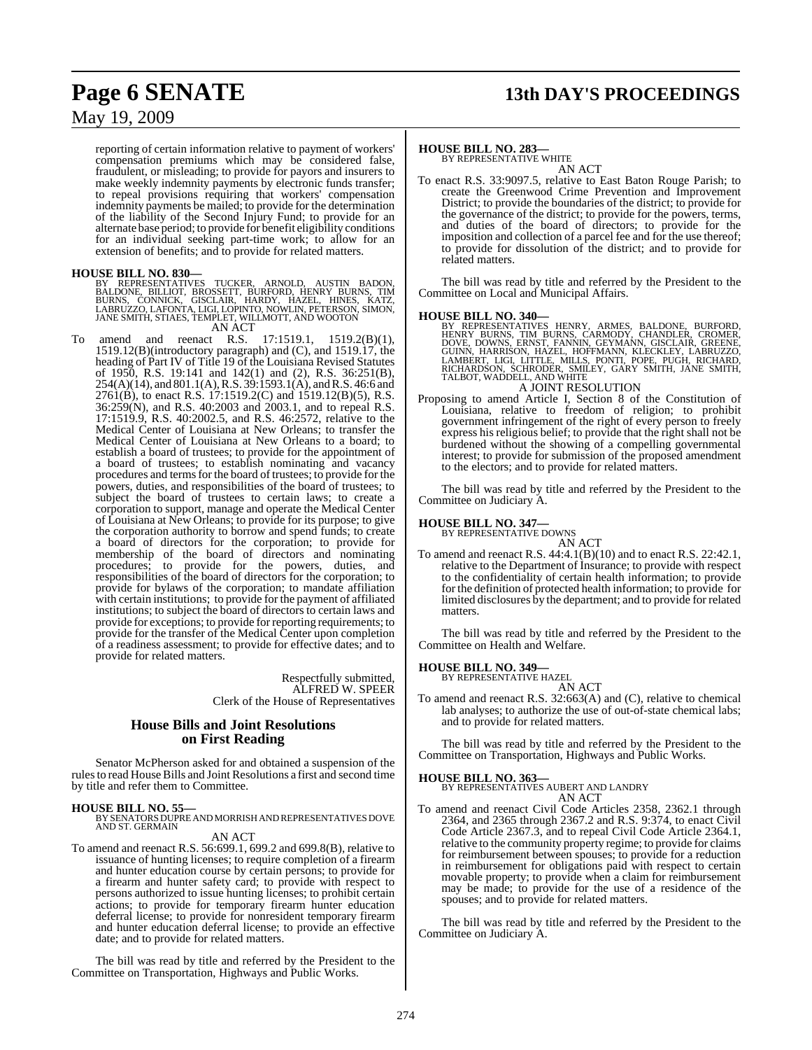reporting of certain information relative to payment of workers' compensation premiums which may be considered false, fraudulent, or misleading; to provide for payors and insurers to make weekly indemnity payments by electronic funds transfer; to repeal provisions requiring that workers' compensation indemnity payments be mailed; to provide for the determination of the liability of the Second Injury Fund; to provide for an alternate base period; to provide for benefit eligibility conditions for an individual seeking part-time work; to allow for an extension of benefits; and to provide for related matters.

**HOUSE BILL NO. 830—**

BY REPRESENTATIVES TUCKER, ARNOLD, AUSTIN BADON, BALDONE, BILLIOT, BROSSETT, BURFORD, HENRY BURNS, TIM BURNS, CONNICK, GISCLAIR, HARDY, HAZEL, HINES, KATZ, LABRUZZO, LAFONTA, LIGI, LOPINTO, NOWLIN, PETERSON, SIMON, JANE SMITH, STIAES, TEMPLET, WILLMOTT, AND WOOTON

AN ACT

To amend and reenact R.S. 17:1519.1, 1519.2(B)(1), 1519.12(B)(introductory paragraph) and (C), and 1519.17, the heading of Part IV of Title 19 of the Louisiana Revised Statutes of 1950, R.S. 19:141 and 142(1) and (2), R.S. 36:251(B), 254(A)(14), and 801.1(A), R.S. 39:1593.1(A), and R.S. 46:6 and 2761(B), to enact R.S. 17:1519.2(C) and 1519.12(B)(5), R.S. 36:259(N), and R.S. 40:2003 and 2003.1, and to repeal R.S. 17:1519.9, R.S. 40:2002.5, and R.S. 46:2572, relative to the Medical Center of Louisiana at New Orleans; to transfer the Medical Center of Louisiana at New Orleans to a board; to establish a board of trustees; to provide for the appointment of a board of trustees; to establish nominating and vacancy procedures and terms for the board of trustees; to provide for the powers, duties, and responsibilities of the board of trustees; to subject the board of trustees to certain laws; to create a corporation to support, manage and operate the Medical Center of Louisiana at New Orleans; to provide for its purpose; to give the corporation authority to borrow and spend funds; to create a board of directors for the corporation; to provide for membership of the board of directors and nominating procedures; to provide for the powers, duties, and responsibilities of the board of directors for the corporation; to provide for bylaws of the corporation; to mandate affiliation with certain institutions; to provide for the payment of affiliated institutions; to subject the board of directors to certain laws and provide for exceptions; to provide for reporting requirements; to provide for the transfer of the Medical Center upon completion of a readiness assessment; to provide for effective dates; and to provide for related matters.

Respectfully submitted,
ALFRED W. SPEER
Clerk of the House of Representatives

## House Bills and Joint Resolutions on First Reading

Senator McPherson asked for and obtained a suspension of the rules to read House Bills and Joint Resolutions a first and second time by title and refer them to Committee.

**HOUSE BILL NO. 55—**

BY SENATORS DUPRE AND MORRISH AND REPRESENTATIVES DOVE AND ST. GERMAIN

AN ACT

To amend and reenact R.S. 56:699.1, 699.2 and 699.8(B), relative to issuance of hunting licenses; to require completion of a firearm and hunter education course by certain persons; to provide for a firearm and hunter safety card; to provide with respect to persons authorized to issue hunting licenses; to prohibit certain actions; to provide for temporary firearm hunter education deferral license; to provide for nonresident temporary firearm and hunter education deferral license; to provide an effective date; and to provide for related matters.

The bill was read by title and referred by the President to the Committee on Transportation, Highways and Public Works.

**HOUSE BILL NO. 283—**

BY REPRESENTATIVE WHITE

AN ACT

To enact R.S. 33:9097.5, relative to East Baton Rouge Parish; to create the Greenwood Crime Prevention and Improvement District; to provide the boundaries of the district; to provide for the governance of the district; to provide for the powers, terms, and duties of the board of directors; to provide for the imposition and collection of a parcel fee and for the use thereof; to provide for dissolution of the district; and to provide for related matters.

The bill was read by title and referred by the President to the Committee on Local and Municipal Affairs.

**HOUSE BILL NO. 340—**

BY REPRESENTATIVES HENRY, ARMES, BALDONE, BURFORD, HENRY BURNS, TIM BURNS, CARMODY, CHANDLER, CROMER, DOVE, DOWNS, ERNST, FANNIN, GEYMANN, GISCLAIR, GREENE, GUINN, HARRISON, HAZEL, HOFFMANN, KLECKLEY, LABRUZZO, LAMBERT, LIGI, LITTLE, MILLS, PONTI, POPE, PUGH, RICHARD, RICHARDSON, SCHRODER, SMILEY, GARY SMITH, JANE SMITH, TALBOT, WADDELL, AND WHITE

A JOINT RESOLUTION

Proposing to amend Article I, Section 8 of the Constitution of Louisiana, relative to freedom of religion; to prohibit government infringement of the right of every person to freely express his religious belief; to provide that the right shall not be burdened without the showing of a compelling governmental interest; to provide for submission of the proposed amendment to the electors; and to provide for related matters.

The bill was read by title and referred by the President to the Committee on Judiciary A.

**HOUSE BILL NO. 347—**

BY REPRESENTATIVE DOWNS

AN ACT

To amend and reenact R.S. 44:4.1(B)(10) and to enact R.S. 22:42.1, relative to the Department of Insurance; to provide with respect to the confidentiality of certain health information; to provide for the definition of protected health information; to provide for limited disclosures by the department; and to provide for related matters.

The bill was read by title and referred by the President to the Committee on Health and Welfare.

**HOUSE BILL NO. 349—**

BY REPRESENTATIVE HAZEL

AN ACT

To amend and reenact R.S. 32:663(A) and (C), relative to chemical lab analyses; to authorize the use of out-of-state chemical labs; and to provide for related matters.

The bill was read by title and referred by the President to the Committee on Transportation, Highways and Public Works.

**HOUSE BILL NO. 363—**

BY REPRESENTATIVES AUBERT AND LANDRY

AN ACT

To amend and reenact Civil Code Articles 2358, 2362.1 through 2364, and 2365 through 2367.2 and R.S. 9:374, to enact Civil Code Article 2367.3, and to repeal Civil Code Article 2364.1, relative to the community property regime; to provide for claims for reimbursement between spouses; to provide for a reduction in reimbursement for obligations paid with respect to certain movable property; to provide when a claim for reimbursement may be made; to provide for the use of a residence of the spouses; and to provide for related matters.

The bill was read by title and referred by the President to the Committee on Judiciary A.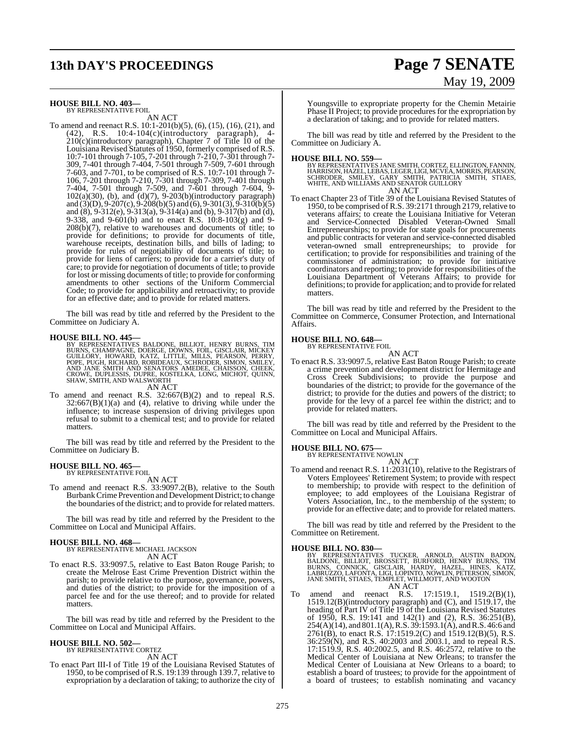**HOUSE BILL NO. 403—**
BY REPRESENTATIVE FOIL

AN ACT

To amend and reenact R.S. 10:1-201(b)(5), (6), (15), (16), (21), and (42), R.S. 10:4-104(c)(introductory paragraph), 4-210(c)(introductory paragraph), Chapter 7 of Title 10 of the Louisiana Revised Statutes of 1950, formerly comprised of R.S. 10:7-101 through 7-105, 7-201 through 7-210, 7-301 through 7-309, 7-401 through 7-404, 7-501 through 7-509, 7-601 through 7-603, and 7-701, to be comprised of R.S. 10:7-101 through 7-106, 7-201 through 7-210, 7-301 through 7-309, 7-401 through 7-404, 7-501 through 7-509, and 7-601 through 7-604, 9-102(a)(30), (b), and (d)(7), 9-203(b)(introductory paragraph) and (3)(D), 9-207(c), 9-208(b)(5) and (6), 9-301(3), 9-310(b)(5) and (8), 9-312(e), 9-313(a), 9-314(a) and (b), 9-317(b) and (d), 9-338, and 9-601(b) and to enact R.S. 10:8-103(g) and 9-208(b)(7), relative to warehouses and documents of title; to provide for definitions; to provide for documents of title, warehouse receipts, destination bills, and bills of lading; to provide for rules of negotiability of documents of title; to provide for liens of carriers; to provide for a carrier's duty of care; to provide for negotiation of documents of title; to provide for lost or missing documents of title; to provide for conforming amendments to other sections of the Uniform Commercial Code; to provide for applicability and retroactivity; to provide for an effective date; and to provide for related matters.

The bill was read by title and referred by the President to the Committee on Judiciary A.

**HOUSE BILL NO. 445—**
BY REPRESENTATIVES BALDONE, BILLIOT, HENRY BURNS, TIM BURNS, CHAMPAGNE, DOERGE, DOWNS, FOIL, GISCLAIR, MICKEY GUILLORY, HOWARD, KATZ, LITTLE, MILLS, PEARSON, PERRY, POPE, PUGH, RICHARD, ROBIDEAUX, SCHRODER, SIMON, SMILEY, AND JANE SMITH AND SENATORS AMEDEE, CHAISSON, CHEEK, CROWE, DUPLESSIS, DUPRE, KOSTELKA, LONG, MICHOT, QUINN, SHAW, SMITH, AND WALSWORTH

AN ACT

To amend and reenact R.S. 32:667(B)(2) and to repeal R.S. 32:667(B)(1)(a) and (4), relative to driving while under the influence; to increase suspension of driving privileges upon refusal to submit to a chemical test; and to provide for related matters.

The bill was read by title and referred by the President to the Committee on Judiciary B.

**HOUSE BILL NO. 465—**
BY REPRESENTATIVE FOIL

AN ACT

To amend and reenact R.S. 33:9097.2(B), relative to the South Burbank Crime Prevention and Development District; to change the boundaries of the district; and to provide for related matters.

The bill was read by title and referred by the President to the Committee on Local and Municipal Affairs.

**HOUSE BILL NO. 468—**
BY REPRESENTATIVE MICHAEL JACKSON

AN ACT

To enact R.S. 33:9097.5, relative to East Baton Rouge Parish; to create the Melrose East Crime Prevention District within the parish; to provide relative to the purpose, governance, powers, and duties of the district; to provide for the imposition of a parcel fee and for the use thereof; and to provide for related matters.

The bill was read by title and referred by the President to the Committee on Local and Municipal Affairs.

**HOUSE BILL NO. 502—**
BY REPRESENTATIVE CORTEZ

AN ACT

To enact Part III-I of Title 19 of the Louisiana Revised Statutes of 1950, to be comprised of R.S. 19:139 through 139.7, relative to expropriation by a declaration of taking; to authorize the city of Youngsville to expropriate property for the Chemin Metairie Phase II Project; to provide procedures for the expropriation by a declaration of taking; and to provide for related matters.

The bill was read by title and referred by the President to the Committee on Judiciary A.

**HOUSE BILL NO. 559—**
BY REPRESENTATIVES JANE SMITH, CORTEZ, ELLINGTON, FANNIN, HARRISON, HAZEL, LEBAS, LEGER, LIGI, MCVEA, MORRIS, PEARSON, SCHRODER, SMILEY, GARY SMITH, PATRICIA SMITH, STIAES, WHITE, AND WILLIAMS AND SENATOR GUILLORY

AN ACT

To enact Chapter 23 of Title 39 of the Louisiana Revised Statutes of 1950, to be comprised of R.S. 39:2171 through 2179, relative to veterans affairs; to create the Louisiana Initiative for Veteran and Service-Connected Disabled Veteran-Owned Small Entrepreneurships; to provide for state goals for procurements and public contracts for veteran and service-connected disabled veteran-owned small entrepreneurships; to provide for certification; to provide for responsibilities and training of the commissioner of administration; to provide for initiative coordinators and reporting; to provide for responsibilities of the Louisiana Department of Veterans Affairs; to provide for definitions; to provide for application; and to provide for related matters.

The bill was read by title and referred by the President to the Committee on Commerce, Consumer Protection, and International Affairs.

**HOUSE BILL NO. 648—**
BY REPRESENTATIVE FOIL

AN ACT

To enact R.S. 33:9097.5, relative East Baton Rouge Parish; to create a crime prevention and development district for Hermitage and Cross Creek Subdivisions; to provide the purpose and boundaries of the district; to provide for the governance of the district; to provide for the duties and powers of the district; to provide for the levy of a parcel fee within the district; and to provide for related matters.

The bill was read by title and referred by the President to the Committee on Local and Municipal Affairs.

**HOUSE BILL NO. 675—**
BY REPRESENTATIVE NOWLIN

AN ACT

To amend and reenact R.S. 11:2031(10), relative to the Registrars of Voters Employees' Retirement System; to provide with respect to membership; to provide with respect to the definition of employee; to add employees of the Louisiana Registrar of Voters Association, Inc., to the membership of the system; to provide for an effective date; and to provide for related matters.

The bill was read by title and referred by the President to the Committee on Retirement.

**HOUSE BILL NO. 830—**
BY REPRESENTATIVES TUCKER, ARNOLD, AUSTIN BADON, BALDONE, BILLIOT, BROSSETT, BURFORD, HENRY BURNS, TIM BURNS, CONNICK, GISCLAIR, HARDY, HAZEL, HINES, KATZ, LABRUZZO, LAFONTA, LIGI, LOPINTO, NOWLIN, PETERSON, SIMON, JANE SMITH, STIAES, TEMPLET, WILLMOTT, AND WOOTON

AN ACT

To amend and reenact R.S. 17:1519.1, 1519.2(B)(1), 1519.12(B)(introductory paragraph) and (C), and 1519.17, the heading of Part IV of Title 19 of the Louisiana Revised Statutes of 1950, R.S. 19:141 and 142(1) and (2), R.S. 36:251(B), 254(A)(14), and 801.1(A), R.S. 39:1593.1(A), and R.S. 46:6 and 2761(B), to enact R.S. 17:1519.2(C) and 1519.12(B)(5), R.S. 36:259(N), and R.S. 40:2003 and 2003.1, and to repeal R.S. 17:1519.9, R.S. 40:2002.5, and R.S. 46:2572, relative to the Medical Center of Louisiana at New Orleans; to transfer the Medical Center of Louisiana at New Orleans to a board; to establish a board of trustees; to provide for the appointment of a board of trustees; to establish nominating and vacancy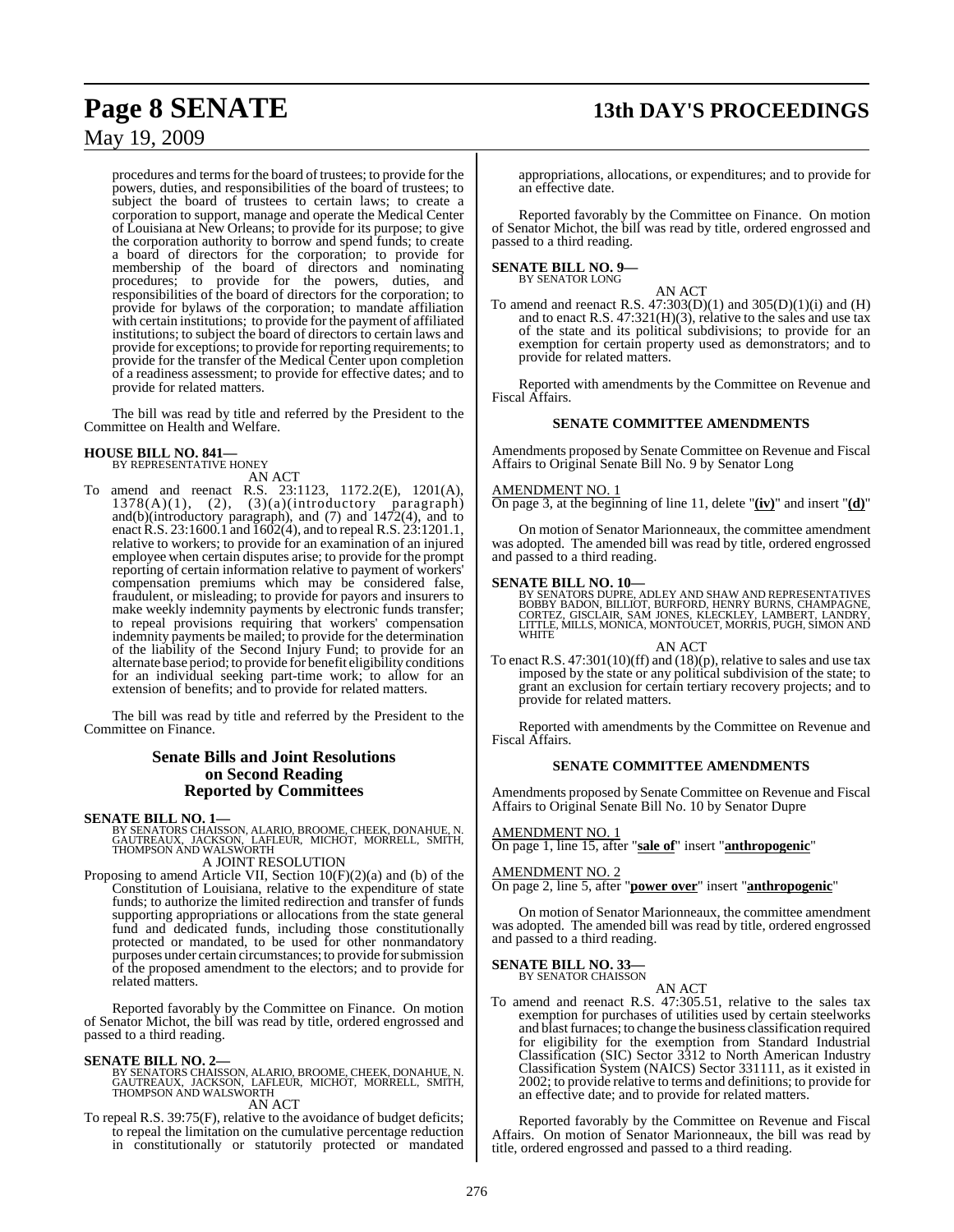procedures and terms for the board of trustees; to provide for the powers, duties, and responsibilities of the board of trustees; to subject the board of trustees to certain laws; to create a corporation to support, manage and operate the Medical Center of Louisiana at New Orleans; to provide for its purpose; to give the corporation authority to borrow and spend funds; to create a board of directors for the corporation; to provide for membership of the board of directors and nominating procedures; to provide for the powers, duties, and responsibilities of the board of directors for the corporation; to provide for bylaws of the corporation; to mandate affiliation with certain institutions; to provide for the payment of affiliated institutions; to subject the board of directors to certain laws and provide for exceptions; to provide for reporting requirements; to provide for the transfer of the Medical Center upon completion of a readiness assessment; to provide for effective dates; and to provide for related matters.

The bill was read by title and referred by the President to the Committee on Health and Welfare.

**HOUSE BILL NO. 841—**
BY REPRESENTATIVE HONEY

AN ACT

To amend and reenact R.S. 23:1123, 1172.2(E), 1201(A), 1378(A)(1), (2), (3)(a)(introductory paragraph) and(b)(introductory paragraph), and (7) and 1472(4), and to enact R.S. 23:1600.1 and 1602(4), and to repeal R.S. 23:1201.1, relative to workers; to provide for an examination of an injured employee when certain disputes arise; to provide for the prompt reporting of certain information relative to payment of workers' compensation premiums which may be considered false, fraudulent, or misleading; to provide for payors and insurers to make weekly indemnity payments by electronic funds transfer; to repeal provisions requiring that workers' compensation indemnity payments be mailed; to provide for the determination of the liability of the Second Injury Fund; to provide for an alternate base period; to provide for benefit eligibility conditions for an individual seeking part-time work; to allow for an extension of benefits; and to provide for related matters.

The bill was read by title and referred by the President to the Committee on Finance.

## Senate Bills and Joint Resolutions on Second Reading Reported by Committees

**SENATE BILL NO. 1—**
BY SENATORS CHAISSON, ALARIO, BROOME, CHEEK, DONAHUE, N. GAUTREAUX, JACKSON, LAFLEUR, MICHOT, MORRELL, SMITH, THOMPSON AND WALSWORTH

A JOINT RESOLUTION

Proposing to amend Article VII, Section 10(F)(2)(a) and (b) of the Constitution of Louisiana, relative to the expenditure of state funds; to authorize the limited redirection and transfer of funds supporting appropriations or allocations from the state general fund and dedicated funds, including those constitutionally protected or mandated, to be used for other nonmandatory purposes under certain circumstances; to provide for submission of the proposed amendment to the electors; and to provide for related matters.

Reported favorably by the Committee on Finance. On motion of Senator Michot, the bill was read by title, ordered engrossed and passed to a third reading.

**SENATE BILL NO. 2—**
BY SENATORS CHAISSON, ALARIO, BROOME, CHEEK, DONAHUE, N. GAUTREAUX, JACKSON, LAFLEUR, MICHOT, MORRELL, SMITH, THOMPSON AND WALSWORTH

AN ACT

To repeal R.S. 39:75(F), relative to the avoidance of budget deficits; to repeal the limitation on the cumulative percentage reduction in constitutionally or statutorily protected or mandated appropriations, allocations, or expenditures; and to provide for an effective date.

Reported favorably by the Committee on Finance. On motion of Senator Michot, the bill was read by title, ordered engrossed and passed to a third reading.

**SENATE BILL NO. 9—**
BY SENATOR LONG

AN ACT

To amend and reenact R.S. 47:303(D)(1) and 305(D)(1)(i) and (H) and to enact R.S. 47:321(H)(3), relative to the sales and use tax of the state and its political subdivisions; to provide for an exemption for certain property used as demonstrators; and to provide for related matters.

Reported with amendments by the Committee on Revenue and Fiscal Affairs.

### SENATE COMMITTEE AMENDMENTS

Amendments proposed by Senate Committee on Revenue and Fiscal Affairs to Original Senate Bill No. 9 by Senator Long

AMENDMENT NO. 1
On page 3, at the beginning of line 11, delete "**(iv)**" and insert "**(d)**"

On motion of Senator Marionneaux, the committee amendment was adopted. The amended bill was read by title, ordered engrossed and passed to a third reading.

**SENATE BILL NO. 10—**
BY SENATORS DUPRE, ADLEY AND SHAW AND REPRESENTATIVES BOBBY BADON, BILLIOT, BURFORD, HENRY BURNS, CHAMPAGNE, CORTEZ, GISCLAIR, SAM JONES, KLECKLEY, LAMBERT, LANDRY, LITTLE, MILLS, MONICA, MONTOUCET, MORRIS, PUGH, SIMON AND WHITE

AN ACT

To enact R.S. 47:301(10)(ff) and (18)(p), relative to sales and use tax imposed by the state or any political subdivision of the state; to grant an exclusion for certain tertiary recovery projects; and to provide for related matters.

Reported with amendments by the Committee on Revenue and Fiscal Affairs.

### SENATE COMMITTEE AMENDMENTS

Amendments proposed by Senate Committee on Revenue and Fiscal Affairs to Original Senate Bill No. 10 by Senator Dupre

AMENDMENT NO. 1
On page 1, line 15, after "**sale of**" insert "**anthropogenic**"

AMENDMENT NO. 2
On page 2, line 5, after "**power over**" insert "**anthropogenic**"

On motion of Senator Marionneaux, the committee amendment was adopted. The amended bill was read by title, ordered engrossed and passed to a third reading.

**SENATE BILL NO. 33—**
BY SENATOR CHAISSON

AN ACT

To amend and reenact R.S. 47:305.51, relative to the sales tax exemption for purchases of utilities used by certain steelworks and blast furnaces; to change the business classification required for eligibility for the exemption from Standard Industrial Classification (SIC) Sector 3312 to North American Industry Classification System (NAICS) Sector 331111, as it existed in 2002; to provide relative to terms and definitions; to provide for an effective date; and to provide for related matters.

Reported favorably by the Committee on Revenue and Fiscal Affairs. On motion of Senator Marionneaux, the bill was read by title, ordered engrossed and passed to a third reading.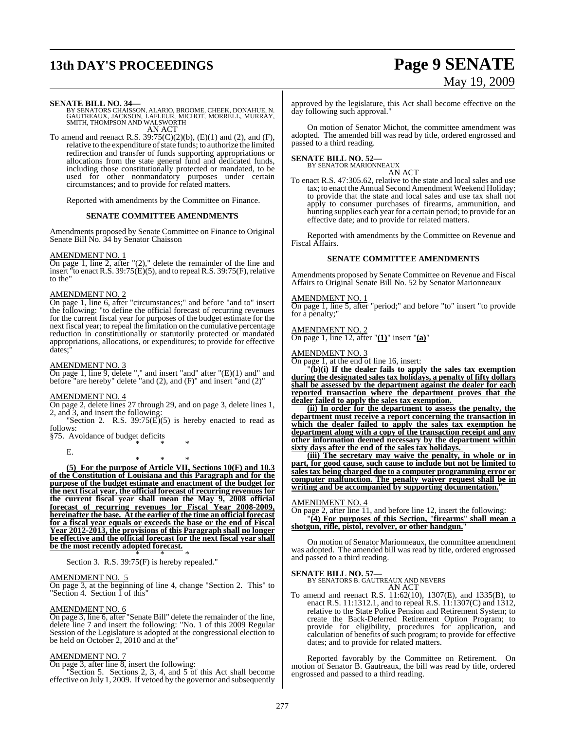**SENATE BILL NO. 34—**
BY SENATORS CHAISSON, ALARIO, BROOME, CHEEK, DONAHUE, N. GAUTREAUX, JACKSON, LAFLEUR, MICHOT, MORRELL, MURRAY, SMITH, THOMPSON AND WALSWORTH

AN ACT

To amend and reenact R.S. 39:75(C)(2)(b), (E)(1) and (2), and (F), relative to the expenditure of state funds; to authorize the limited redirection and transfer of funds supporting appropriations or allocations from the state general fund and dedicated funds, including those constitutionally protected or mandated, to be used for other nonmandatory purposes under certain circumstances; and to provide for related matters.

Reported with amendments by the Committee on Finance.

**SENATE COMMITTEE AMENDMENTS**

Amendments proposed by Senate Committee on Finance to Original Senate Bill No. 34 by Senator Chaisson

AMENDMENT NO. 1

On page 1, line 2, after "(2)," delete the remainder of the line and insert "to enact R.S. 39:75(E)(5), and to repeal R.S. 39:75(F), relative to the"

AMENDMENT NO. 2

On page 1, line 6, after "circumstances;" and before "and to" insert the following: "to define the official forecast of recurring revenues for the current fiscal year for purposes of the budget estimate for the next fiscal year; to repeal the limitation on the cumulative percentage reduction in constitutionally or statutorily protected or mandated appropriations, allocations, or expenditures; to provide for effective dates;"

AMENDMENT NO. 3

On page 1, line 9, delete "," and insert "and" after "(E)(1) and" and before "are hereby" delete "and (2), and (F)" and insert "and (2)"

AMENDMENT NO. 4

On page 2, delete lines 27 through 29, and on page 3, delete lines 1, 2, and 3, and insert the following:

"Section 2. R.S. 39:75(E)(5) is hereby enacted to read as follows:

§75. Avoidance of budget deficits

\* \* \*

E.

\* \* \*

**(5) For the purpose of Article VII, Sections 10(F) and 10.3 of the Constitution of Louisiana and this Paragraph and for the purpose of the budget estimate and enactment of the budget for the next fiscal year, the official forecast of recurring revenues for the current fiscal year shall mean the May 9, 2008 official forecast of recurring revenues for Fiscal Year 2008-2009, hereinafter the base. At the earlier of the time an official forecast for a fiscal year equals or exceeds the base or the end of Fiscal Year 2012-2013, the provisions of this Paragraph shall no longer be effective and the official forecast for the next fiscal year shall be the most recently adopted forecast.**

\* \* \*

Section 3. R.S. 39:75(F) is hereby repealed."

AMENDMENT NO. 5

On page 3, at the beginning of line 4, change "Section 2. This" to "Section 4. Section 1 of this"

AMENDMENT NO. 6

On page 3, line 6, after "Senate Bill" delete the remainder of the line, delete line 7 and insert the following: "No. 1 of this 2009 Regular Session of the Legislature is adopted at the congressional election to be held on October 2, 2010 and at the"

AMENDMENT NO. 7

On page 3, after line 8, insert the following:

"Section 5. Sections 2, 3, 4, and 5 of this Act shall become effective on July 1, 2009. If vetoed by the governor and subsequently approved by the legislature, this Act shall become effective on the day following such approval."

On motion of Senator Michot, the committee amendment was adopted. The amended bill was read by title, ordered engrossed and passed to a third reading.

**SENATE BILL NO. 52—**
BY SENATOR MARIONNEAUX

AN ACT

To enact R.S. 47:305.62, relative to the state and local sales and use tax; to enact the Annual Second Amendment Weekend Holiday; to provide that the state and local sales and use tax shall not apply to consumer purchases of firearms, ammunition, and hunting supplies each year for a certain period; to provide for an effective date; and to provide for related matters.

Reported with amendments by the Committee on Revenue and Fiscal Affairs.

**SENATE COMMITTEE AMENDMENTS**

Amendments proposed by Senate Committee on Revenue and Fiscal Affairs to Original Senate Bill No. 52 by Senator Marionneaux

AMENDMENT NO. 1

On page 1, line 5, after "period;" and before "to" insert "to provide for a penalty;"

AMENDMENT NO. 2

On page 1, line 12, after "**(1)**" insert "**(a)**"

AMENDMENT NO. 3

On page 1, at the end of line 16, insert:

"**(b)(i) If the dealer fails to apply the sales tax exemption during the designated sales tax holidays, a penalty of fifty dollars shall be assessed by the department against the dealer for each reported transaction where the department proves that the dealer failed to apply the sales tax exemption.**

**(ii) In order for the department to assess the penalty, the department must receive a report concerning the transaction in which the dealer failed to apply the sales tax exemption he department along with a copy of the transaction receipt and any other information deemed necessary by the department within sixty days after the end of the sales tax holidays.**

**(iii) The secretary may waive the penalty, in whole or in part, for good cause, such cause to include but not be limited to sales tax being charged due to a computer programming error or computer malfunction. The penalty waiver request shall be in writing and be accompanied by supporting documentation.**"

AMENDMENT NO. 4

On page 2, after line 11, and before line 12, insert the following:

"**(4) For purposes of this Section, "firearms" shall mean a shotgun, rifle, pistol, revolver, or other handgun.**"

On motion of Senator Marionneaux, the committee amendment was adopted. The amended bill was read by title, ordered engrossed and passed to a third reading.

**SENATE BILL NO. 57—**
BY SENATORS B. GAUTREAUX AND NEVERS

AN ACT

To amend and reenact R.S. 11:62(10), 1307(E), and 1335(B), to enact R.S. 11:1312.1, and to repeal R.S. 11:1307(C) and 1312, relative to the State Police Pension and Retirement System; to create the Back-Deferred Retirement Option Program; to provide for eligibility, procedures for application, and calculation of benefits of such program; to provide for effective dates; and to provide for related matters.

Reported favorably by the Committee on Retirement. On motion of Senator B. Gautreaux, the bill was read by title, ordered engrossed and passed to a third reading.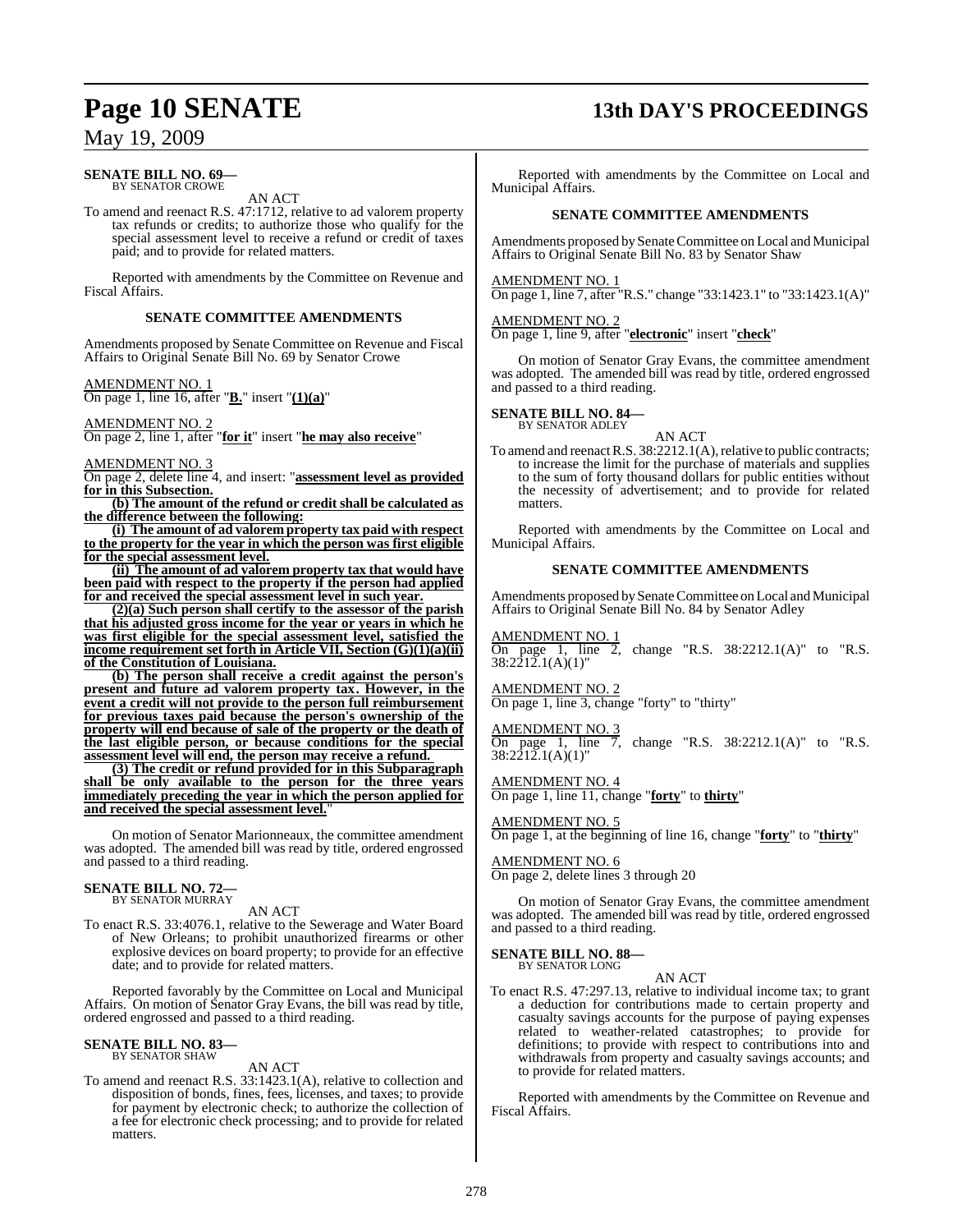**SENATE BILL NO. 69—**
BY SENATOR CROWE

AN ACT

To amend and reenact R.S. 47:1712, relative to ad valorem property tax refunds or credits; to authorize those who qualify for the special assessment level to receive a refund or credit of taxes paid; and to provide for related matters.

Reported with amendments by the Committee on Revenue and Fiscal Affairs.

**SENATE COMMITTEE AMENDMENTS**

Amendments proposed by Senate Committee on Revenue and Fiscal Affairs to Original Senate Bill No. 69 by Senator Crowe

AMENDMENT NO. 1
On page 1, line 16, after "**B.**" insert "**(1)(a)**"

AMENDMENT NO. 2
On page 2, line 1, after "**for it**" insert "**he may also receive**"

AMENDMENT NO. 3
On page 2, delete line 4, and insert: "**assessment level as provided for in this Subsection.**

**(b) The amount of the refund or credit shall be calculated as the difference between the following:**

**(i) The amount of ad valorem property tax paid with respect to the property for the year in which the person was first eligible for the special assessment level.**

**(ii) The amount of ad valorem property tax that would have been paid with respect to the property if the person had applied for and received the special assessment level in such year.**

**(2)(a) Such person shall certify to the assessor of the parish that his adjusted gross income for the year or years in which he was first eligible for the special assessment level, satisfied the income requirement set forth in Article VII, Section (G)(1)(a)(ii) of the Constitution of Louisiana.**

**(b) The person shall receive a credit against the person's present and future ad valorem property tax. However, in the event a credit will not provide to the person full reimbursement for previous taxes paid because the person's ownership of the property will end because of sale of the property or the death of the last eligible person, or because conditions for the special assessment level will end, the person may receive a refund.**

**(3) The credit or refund provided for in this Subparagraph shall be only available to the person for the three years immediately preceding the year in which the person applied for and received the special assessment level.**"

On motion of Senator Marionneaux, the committee amendment was adopted. The amended bill was read by title, ordered engrossed and passed to a third reading.

**SENATE BILL NO. 72—**
BY SENATOR MURRAY

AN ACT

To enact R.S. 33:4076.1, relative to the Sewerage and Water Board of New Orleans; to prohibit unauthorized firearms or other explosive devices on board property; to provide for an effective date; and to provide for related matters.

Reported favorably by the Committee on Local and Municipal Affairs. On motion of Senator Gray Evans, the bill was read by title, ordered engrossed and passed to a third reading.

**SENATE BILL NO. 83—**
BY SENATOR SHAW

AN ACT

To amend and reenact R.S. 33:1423.1(A), relative to collection and disposition of bonds, fines, fees, licenses, and taxes; to provide for payment by electronic check; to authorize the collection of a fee for electronic check processing; and to provide for related matters.

Reported with amendments by the Committee on Local and Municipal Affairs.

**SENATE COMMITTEE AMENDMENTS**

Amendments proposed by Senate Committee on Local and Municipal Affairs to Original Senate Bill No. 83 by Senator Shaw

AMENDMENT NO. 1
On page 1, line 7, after "R.S." change "33:1423.1" to "33:1423.1(A)"

AMENDMENT NO. 2
On page 1, line 9, after "**electronic**" insert "**check**"

On motion of Senator Gray Evans, the committee amendment was adopted. The amended bill was read by title, ordered engrossed and passed to a third reading.

**SENATE BILL NO. 84—**
BY SENATOR ADLEY

AN ACT

To amend and reenact R.S. 38:2212.1(A), relative to public contracts; to increase the limit for the purchase of materials and supplies to the sum of forty thousand dollars for public entities without the necessity of advertisement; and to provide for related matters.

Reported with amendments by the Committee on Local and Municipal Affairs.

**SENATE COMMITTEE AMENDMENTS**

Amendments proposed by Senate Committee on Local and Municipal Affairs to Original Senate Bill No. 84 by Senator Adley

AMENDMENT NO. 1
On page 1, line 2, change "R.S. 38:2212.1(A)" to "R.S. 38:2212.1(A)(1)"

AMENDMENT NO. 2
On page 1, line 3, change "forty" to "thirty"

AMENDMENT NO. 3
On page 1, line 7, change "R.S. 38:2212.1(A)" to "R.S. 38:2212.1(A)(1)"

AMENDMENT NO. 4
On page 1, line 11, change "**forty**" to **thirty**"

AMENDMENT NO. 5
On page 1, at the beginning of line 16, change "**forty**" to "**thirty**"

AMENDMENT NO. 6
On page 2, delete lines 3 through 20

On motion of Senator Gray Evans, the committee amendment was adopted. The amended bill was read by title, ordered engrossed and passed to a third reading.

**SENATE BILL NO. 88—**
BY SENATOR LONG

AN ACT

To enact R.S. 47:297.13, relative to individual income tax; to grant a deduction for contributions made to certain property and casualty savings accounts for the purpose of paying expenses related to weather-related catastrophes; to provide for definitions; to provide with respect to contributions into and withdrawals from property and casualty savings accounts; and to provide for related matters.

Reported with amendments by the Committee on Revenue and Fiscal Affairs.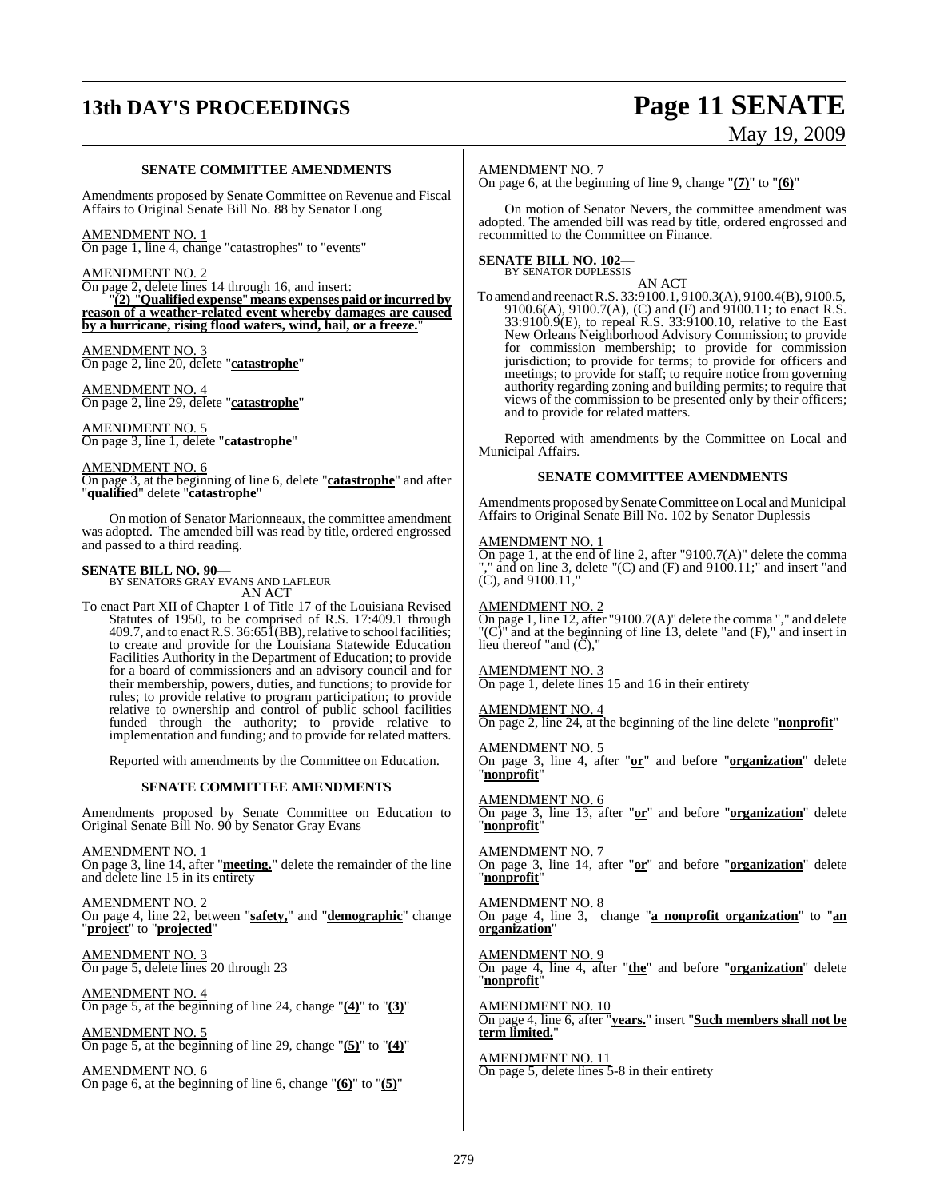## SENATE COMMITTEE AMENDMENTS

Amendments proposed by Senate Committee on Revenue and Fiscal Affairs to Original Senate Bill No. 88 by Senator Long

AMENDMENT NO. 1
On page 1, line 4, change "catastrophes" to "events"

AMENDMENT NO. 2
On page 2, delete lines 14 through 16, and insert:
"**(2) "Qualified expense" means expenses paid or incurred by reason of a weather-related event whereby damages are caused by a hurricane, rising flood waters, wind, hail, or a freeze.**"

AMENDMENT NO. 3
On page 2, line 20, delete "**catastrophe**"

AMENDMENT NO. 4
On page 2, line 29, delete "**catastrophe**"

AMENDMENT NO. 5
On page 3, line 1, delete "**catastrophe**"

AMENDMENT NO. 6
On page 3, at the beginning of line 6, delete "**catastrophe**" and after "**qualified**" delete "**catastrophe**"

On motion of Senator Marionneaux, the committee amendment was adopted. The amended bill was read by title, ordered engrossed and passed to a third reading.

**SENATE BILL NO. 90—**
BY SENATORS GRAY EVANS AND LAFLEUR
AN ACT

To enact Part XII of Chapter 1 of Title 17 of the Louisiana Revised Statutes of 1950, to be comprised of R.S. 17:409.1 through 409.7, and to enact R.S. 36:651(BB), relative to school facilities; to create and provide for the Louisiana Statewide Education Facilities Authority in the Department of Education; to provide for a board of commissioners and an advisory council and for their membership, powers, duties, and functions; to provide for rules; to provide relative to program participation; to provide relative to ownership and control of public school facilities funded through the authority; to provide relative to implementation and funding; and to provide for related matters.

Reported with amendments by the Committee on Education.

## SENATE COMMITTEE AMENDMENTS

Amendments proposed by Senate Committee on Education to Original Senate Bill No. 90 by Senator Gray Evans

AMENDMENT NO. 1
On page 3, line 14, after "**meeting.**" delete the remainder of the line and delete line 15 in its entirety

AMENDMENT NO. 2
On page 4, line 22, between "**safety,**" and "**demographic**" change "**project**" to "**projected**"

AMENDMENT NO. 3
On page 5, delete lines 20 through 23

AMENDMENT NO. 4
On page 5, at the beginning of line 24, change "**(4)**" to "**(3)**"

AMENDMENT NO. 5
On page 5, at the beginning of line 29, change "**(5)**" to "**(4)**"

AMENDMENT NO. 6
On page 6, at the beginning of line 6, change "**(6)**" to "**(5)**"

AMENDMENT NO. 7
On page 6, at the beginning of line 9, change "**(7)**" to "**(6)**"

On motion of Senator Nevers, the committee amendment was adopted. The amended bill was read by title, ordered engrossed and recommitted to the Committee on Finance.

**SENATE BILL NO. 102—**
BY SENATOR DUPLESSIS
AN ACT

To amend and reenact R.S. 33:9100.1, 9100.3(A), 9100.4(B), 9100.5, 9100.6(A), 9100.7(A), (C) and (F) and 9100.11; to enact R.S. 33:9100.9(E), to repeal R.S. 33:9100.10, relative to the East New Orleans Neighborhood Advisory Commission; to provide for commission membership; to provide for commission jurisdiction; to provide for terms; to provide for officers and meetings; to provide for staff; to require notice from governing authority regarding zoning and building permits; to require that views of the commission to be presented only by their officers; and to provide for related matters.

Reported with amendments by the Committee on Local and Municipal Affairs.

## SENATE COMMITTEE AMENDMENTS

Amendments proposed by Senate Committee on Local and Municipal Affairs to Original Senate Bill No. 102 by Senator Duplessis

AMENDMENT NO. 1
On page 1, at the end of line 2, after "9100.7(A)" delete the comma "," and on line 3, delete "(C) and (F) and 9100.11;" and insert "and (C), and 9100.11,"

AMENDMENT NO. 2
On page 1, line 12, after "9100.7(A)" delete the comma "," and delete "(C)" and at the beginning of line 13, delete "and (F)," and insert in lieu thereof "and (C),"

AMENDMENT NO. 3
On page 1, delete lines 15 and 16 in their entirety

AMENDMENT NO. 4
On page 2, line 24, at the beginning of the line delete "**nonprofit**"

AMENDMENT NO. 5
On page 3, line 4, after "**or**" and before "**organization**" delete "**nonprofit**"

AMENDMENT NO. 6
On page 3, line 13, after "**or**" and before "**organization**" delete "**nonprofit**"

AMENDMENT NO. 7
On page 3, line 14, after "**or**" and before "**organization**" delete "**nonprofit**"

AMENDMENT NO. 8
On page 4, line 3, change "**a nonprofit organization**" to "**an organization**"

AMENDMENT NO. 9
On page 4, line 4, after "**the**" and before "**organization**" delete "**nonprofit**"

AMENDMENT NO. 10
On page 4, line 6, after "**years.**" insert "**Such members shall not be term limited.**"

AMENDMENT NO. 11
On page 5, delete lines 5-8 in their entirety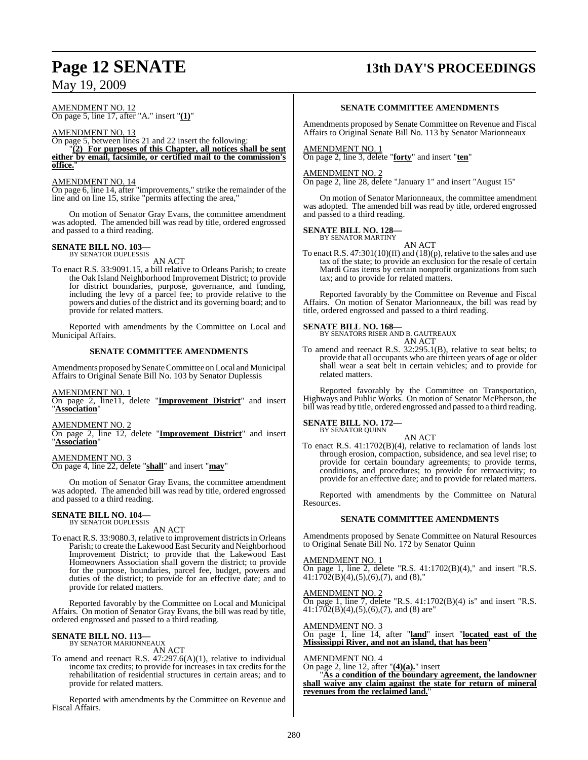AMENDMENT NO. 12
On page 5, line 17, after "A." insert "**(1)**"

AMENDMENT NO. 13
On page 5, between lines 21 and 22 insert the following:

"**(2) For purposes of this Chapter, all notices shall be sent either by email, facsimile, or certified mail to the commission's office.**"

AMENDMENT NO. 14
On page 6, line 14, after "improvements," strike the remainder of the line and on line 15, strike "permits affecting the area,"

On motion of Senator Gray Evans, the committee amendment was adopted. The amended bill was read by title, ordered engrossed and passed to a third reading.

**SENATE BILL NO. 103—**
BY SENATOR DUPLESSIS

AN ACT

To enact R.S. 33:9091.15, a bill relative to Orleans Parish; to create the Oak Island Neighborhood Improvement District; to provide for district boundaries, purpose, governance, and funding, including the levy of a parcel fee; to provide relative to the powers and duties of the district and its governing board; and to provide for related matters.

Reported with amendments by the Committee on Local and Municipal Affairs.

**SENATE COMMITTEE AMENDMENTS**

Amendments proposed by Senate Committee on Local and Municipal Affairs to Original Senate Bill No. 103 by Senator Duplessis

AMENDMENT NO. 1
On page 2, line11, delete "**Improvement District**" and insert "**Association**"

AMENDMENT NO. 2
On page 2, line 12, delete "**Improvement District**" and insert "**Association**"

AMENDMENT NO. 3
On page 4, line 22, delete "**shall**" and insert "**may**"

On motion of Senator Gray Evans, the committee amendment was adopted. The amended bill was read by title, ordered engrossed and passed to a third reading.

**SENATE BILL NO. 104—**
BY SENATOR DUPLESSIS

AN ACT

To enact R.S. 33:9080.3, relative to improvement districts in Orleans Parish; to create the Lakewood East Security and Neighborhood Improvement District; to provide that the Lakewood East Homeowners Association shall govern the district; to provide for the purpose, boundaries, parcel fee, budget, powers and duties of the district; to provide for an effective date; and to provide for related matters.

Reported favorably by the Committee on Local and Municipal Affairs. On motion of Senator Gray Evans, the bill was read by title, ordered engrossed and passed to a third reading.

**SENATE BILL NO. 113—**
BY SENATOR MARIONNEAUX

AN ACT

To amend and reenact R.S. 47:297.6(A)(1), relative to individual income tax credits; to provide for increases in tax credits for the rehabilitation of residential structures in certain areas; and to provide for related matters.

Reported with amendments by the Committee on Revenue and Fiscal Affairs.

**SENATE COMMITTEE AMENDMENTS**

Amendments proposed by Senate Committee on Revenue and Fiscal Affairs to Original Senate Bill No. 113 by Senator Marionneaux

AMENDMENT NO. 1
On page 2, line 3, delete "**forty**" and insert "**ten**"

AMENDMENT NO. 2
On page 2, line 28, delete "January 1" and insert "August 15"

On motion of Senator Marionneaux, the committee amendment was adopted. The amended bill was read by title, ordered engrossed and passed to a third reading.

**SENATE BILL NO. 128—**
BY SENATOR MARTINY

AN ACT

To enact R.S. 47:301(10)(ff) and (18)(p), relative to the sales and use tax of the state; to provide an exclusion for the resale of certain Mardi Gras items by certain nonprofit organizations from such tax; and to provide for related matters.

Reported favorably by the Committee on Revenue and Fiscal Affairs. On motion of Senator Marionneaux, the bill was read by title, ordered engrossed and passed to a third reading.

**SENATE BILL NO. 168—**
BY SENATORS RISER AND B. GAUTREAUX

AN ACT

To amend and reenact R.S. 32:295.1(B), relative to seat belts; to provide that all occupants who are thirteen years of age or older shall wear a seat belt in certain vehicles; and to provide for related matters.

Reported favorably by the Committee on Transportation, Highways and Public Works. On motion of Senator McPherson, the bill was read by title, ordered engrossed and passed to a third reading.

**SENATE BILL NO. 172—**
BY SENATOR QUINN

AN ACT

To enact R.S. 41:1702(B)(4), relative to reclamation of lands lost through erosion, compaction, subsidence, and sea level rise; to provide for certain boundary agreements; to provide terms, conditions, and procedures; to provide for retroactivity; to provide for an effective date; and to provide for related matters.

Reported with amendments by the Committee on Natural Resources.

**SENATE COMMITTEE AMENDMENTS**

Amendments proposed by Senate Committee on Natural Resources to Original Senate Bill No. 172 by Senator Quinn

AMENDMENT NO. 1
On page 1, line 2, delete "R.S. 41:1702(B)(4)," and insert "R.S. 41:1702(B)(4),(5),(6),(7), and (8),"

AMENDMENT NO. 2
On page 1, line 7, delete "R.S. 41:1702(B)(4) is" and insert "R.S. 41:1702(B)(4),(5),(6),(7), and (8) are"

AMENDMENT NO. 3
On page 1, line 14, after "**land**" insert "**located east of the Mississippi River, and not an island, that has been**"

AMENDMENT NO. 4
On page 2, line 12, after "**(4)(a).**" insert

"**As a condition of the boundary agreement, the landowner shall waive any claim against the state for return of mineral revenues from the reclaimed land.**"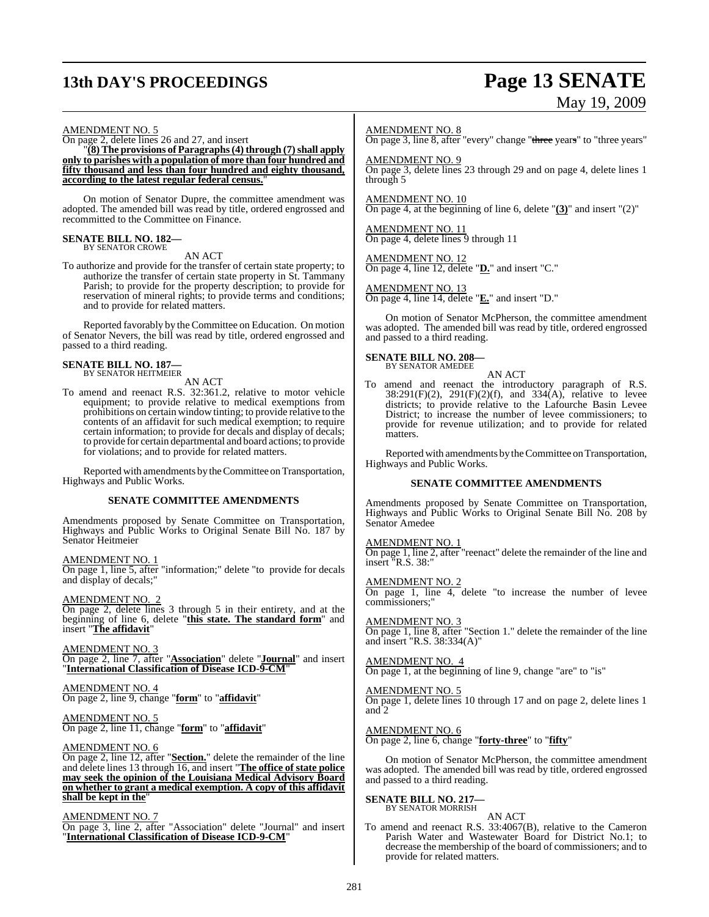AMENDMENT NO. 5

On page 2, delete lines 26 and 27, and insert

"**(8) The provisions of Paragraphs (4) through (7) shall apply only to parishes with a population of more than four hundred and fifty thousand and less than four hundred and eighty thousand, according to the latest regular federal census.**"

On motion of Senator Dupre, the committee amendment was adopted. The amended bill was read by title, ordered engrossed and recommitted to the Committee on Finance.

**SENATE BILL NO. 182—**
BY SENATOR CROWE

AN ACT

To authorize and provide for the transfer of certain state property; to authorize the transfer of certain state property in St. Tammany Parish; to provide for the property description; to provide for reservation of mineral rights; to provide terms and conditions; and to provide for related matters.

Reported favorably by the Committee on Education. On motion of Senator Nevers, the bill was read by title, ordered engrossed and passed to a third reading.

**SENATE BILL NO. 187—**
BY SENATOR HEITMEIER

AN ACT

To amend and reenact R.S. 32:361.2, relative to motor vehicle equipment; to provide relative to medical exemptions from prohibitions on certain window tinting; to provide relative to the contents of an affidavit for such medical exemption; to require certain information; to provide for decals and display of decals; to provide for certain departmental and board actions; to provide for violations; and to provide for related matters.

Reported with amendments by the Committee on Transportation, Highways and Public Works.

## SENATE COMMITTEE AMENDMENTS

Amendments proposed by Senate Committee on Transportation, Highways and Public Works to Original Senate Bill No. 187 by Senator Heitmeier

AMENDMENT NO. 1

On page 1, line 5, after "information;" delete "to provide for decals and display of decals;"

AMENDMENT NO. 2

On page 2, delete lines 3 through 5 in their entirety, and at the beginning of line 6, delete "**this state. The standard form**" and insert "**The affidavit**"

AMENDMENT NO. 3

On page 2, line 7, after "**Association**" delete "**Journal**" and insert "**International Classification of Disease ICD-9-CM**"

AMENDMENT NO. 4

On page 2, line 9, change "**form**" to "**affidavit**"

AMENDMENT NO. 5

On page 2, line 11, change "**form**" to "**affidavit**"

AMENDMENT NO. 6

On page 2, line 12, after "**Section.**" delete the remainder of the line and delete lines 13 through 16, and insert "**The office of state police may seek the opinion of the Louisiana Medical Advisory Board on whether to grant a medical exemption. A copy of this affidavit shall be kept in the**"

AMENDMENT NO. 7

On page 3, line 2, after "Association" delete "Journal" and insert "**International Classification of Disease ICD-9-CM**"

AMENDMENT NO. 8

On page 3, line 8, after "every" change "~~three~~ year**s**" to "three years"

AMENDMENT NO. 9

On page 3, delete lines 23 through 29 and on page 4, delete lines 1 through 5

AMENDMENT NO. 10

On page 4, at the beginning of line 6, delete "**(3)**" and insert "(2)"

AMENDMENT NO. 11

On page 4, delete lines 9 through 11

AMENDMENT NO. 12

On page 4, line 12, delete "**D.**" and insert "C."

AMENDMENT NO. 13

On page 4, line 14, delete "**E.**" and insert "D."

On motion of Senator McPherson, the committee amendment was adopted. The amended bill was read by title, ordered engrossed and passed to a third reading.

**SENATE BILL NO. 208—**
BY SENATOR AMEDEE

AN ACT

To amend and reenact the introductory paragraph of R.S. 38:291(F)(2), 291(F)(2)(f), and 334(A), relative to levee districts; to provide relative to the Lafourche Basin Levee District; to increase the number of levee commissioners; to provide for revenue utilization; and to provide for related matters.

Reported with amendments by the Committee on Transportation, Highways and Public Works.

## SENATE COMMITTEE AMENDMENTS

Amendments proposed by Senate Committee on Transportation, Highways and Public Works to Original Senate Bill No. 208 by Senator Amedee

AMENDMENT NO. 1

On page 1, line 2, after "reenact" delete the remainder of the line and insert "R.S. 38:"

AMENDMENT NO. 2

On page 1, line 4, delete "to increase the number of levee commissioners;"

AMENDMENT NO. 3

On page 1, line 8, after "Section 1." delete the remainder of the line and insert "R.S. 38:334(A)"

AMENDMENT NO. 4

On page 1, at the beginning of line 9, change "are" to "is"

AMENDMENT NO. 5

On page 1, delete lines 10 through 17 and on page 2, delete lines 1 and 2

AMENDMENT NO. 6

On page 2, line 6, change "**forty-three**" to "**fifty**"

On motion of Senator McPherson, the committee amendment was adopted. The amended bill was read by title, ordered engrossed and passed to a third reading.

**SENATE BILL NO. 217—**
BY SENATOR MORRISH

AN ACT

To amend and reenact R.S. 33:4067(B), relative to the Cameron Parish Water and Wastewater Board for District No.1; to decrease the membership of the board of commissioners; and to provide for related matters.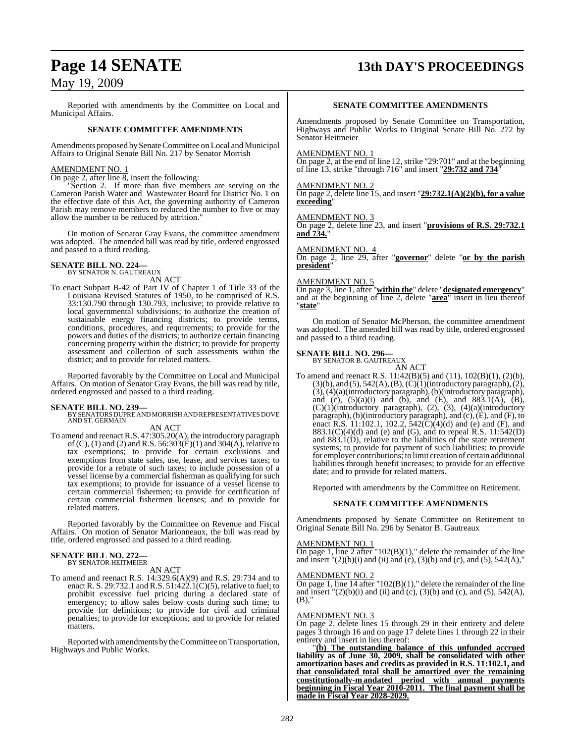Reported with amendments by the Committee on Local and Municipal Affairs.

**SENATE COMMITTEE AMENDMENTS**

Amendments proposed by Senate Committee on Local and Municipal Affairs to Original Senate Bill No. 217 by Senator Morrish

AMENDMENT NO. 1

On page 2, after line 8, insert the following:

"Section 2. If more than five members are serving on the Cameron Parish Water and Wastewater Board for District No. 1 on the effective date of this Act, the governing authority of Cameron Parish may remove members to reduced the number to five or may allow the number to be reduced by attrition."

On motion of Senator Gray Evans, the committee amendment was adopted. The amended bill was read by title, ordered engrossed and passed to a third reading.

**SENATE BILL NO. 224—**
BY SENATOR N. GAUTREAUX

AN ACT

To enact Subpart B-42 of Part IV of Chapter 1 of Title 33 of the Louisiana Revised Statutes of 1950, to be comprised of R.S. 33:130.790 through 130.793, inclusive; to provide relative to local governmental subdivisions; to authorize the creation of sustainable energy financing districts; to provide terms, conditions, procedures, and requirements; to provide for the powers and duties of the districts; to authorize certain financing concerning property within the district; to provide for property assessment and collection of such assessments within the district; and to provide for related matters.

Reported favorably by the Committee on Local and Municipal Affairs. On motion of Senator Gray Evans, the bill was read by title, ordered engrossed and passed to a third reading.

**SENATE BILL NO. 239—**
BY SENATORS DUPRE AND MORRISH AND REPRESENTATIVES DOVE AND ST. GERMAIN

AN ACT

To amend and reenact R.S. 47:305.20(A), the introductory paragraph of (C), (1) and (2) and R.S. 56:303(E)(1) and 304(A), relative to tax exemptions; to provide for certain exclusions and exemptions from state sales, use, lease, and services taxes; to provide for a rebate of such taxes; to include possession of a vessel license by a commercial fisherman as qualifying for such tax exemptions; to provide for issuance of a vessel license to certain commercial fishermen; to provide for certification of certain commercial fishermen licenses; and to provide for related matters.

Reported favorably by the Committee on Revenue and Fiscal Affairs. On motion of Senator Marionneaux, the bill was read by title, ordered engrossed and passed to a third reading.

**SENATE BILL NO. 272—**
BY SENATOR HEITMEIER

AN ACT

To amend and reenact R.S. 14:329.6(A)(9) and R.S. 29:734 and to enact R. S. 29:732.1 and R.S. 51:422.1(C)(5), relative to fuel; to prohibit excessive fuel pricing during a declared state of emergency; to allow sales below costs during such time; to provide for definitions; to provide for civil and criminal penalties; to provide for exceptions; and to provide for related matters.

Reported with amendments by the Committee on Transportation, Highways and Public Works.

**SENATE COMMITTEE AMENDMENTS**

Amendments proposed by Senate Committee on Transportation, Highways and Public Works to Original Senate Bill No. 272 by Senator Heitmeier

AMENDMENT NO. 1

On page 2, at the end of line 12, strike "29:701" and at the beginning of line 13, strike "through 716" and insert "**29:732 and 734**"

AMENDMENT NO. 2

On page 2, delete line 15, and insert "**29:732.1(A)(2)(b), for a value exceeding**"

AMENDMENT NO. 3

On page 2, delete line 23, and insert "**provisions of R.S. 29:732.1 and 734.**"

AMENDMENT NO. 4

On page 2, line 29, after "**governor**" delete "**or by the parish president**"

AMENDMENT NO. 5

On page 3, line 1, after "**within the**" delete "**designated emergency**" and at the beginning of line 2, delete "**area**" insert in lieu thereof "**state**"

On motion of Senator McPherson, the committee amendment was adopted. The amended bill was read by title, ordered engrossed and passed to a third reading.

**SENATE BILL NO. 296—**
BY SENATOR B. GAUTREAUX

AN ACT

To amend and reenact R.S. 11:42(B)(5) and (11), 102(B)(1), (2)(b), (3)(b), and (5), 542(A), (B), (C)(1)(introductory paragraph), (2), (3), (4)(a)(introductory paragraph), (b)(introductory paragraph), and (c), (5)(a)(i) and (b), and (E), and 883.1(A), (B), (C)(1)(introductory paragraph), (2), (3), (4)(a)(introductory paragraph), (b)(introductory paragraph), and (c), (E), and (F), to enact R.S. 11:102.1, 102.2, 542(C)(4)(d) and (e) and (F), and 883.1(C)(4)(d) and (e) and (G), and to repeal R.S. 11:542(D) and 883.1(D), relative to the liabilities of the state retirement systems; to provide for payment of such liabilities; to provide for employer contributions; to limit creation of certain additional liabilities through benefit increases; to provide for an effective date; and to provide for related matters.

Reported with amendments by the Committee on Retirement.

**SENATE COMMITTEE AMENDMENTS**

Amendments proposed by Senate Committee on Retirement to Original Senate Bill No. 296 by Senator B. Gautreaux

AMENDMENT NO. 1

On page 1, line 2 after "102(B)(1)," delete the remainder of the line and insert "(2)(b)(i) and (ii) and (c), (3)(b) and (c), and (5), 542(A),"

AMENDMENT NO. 2

On page 1, line 14 after "102(B)(1)," delete the remainder of the line and insert "(2)(b)(i) and (ii) and (c), (3)(b) and (c), and (5), 542(A), (B),"

AMENDMENT NO. 3

On page 2, delete lines 15 through 29 in their entirety and delete pages 3 through 16 and on page 17 delete lines 1 through 22 in their entirety and insert in lieu thereof:

"**(b) The outstanding balance of this unfunded accrued liability as of June 30, 2009, shall be consolidated with other amortization bases and credits as provided in R.S. 11:102.1, and that consolidated total shall be amortized over the remaining constitutionally-mandated period with annual payments beginning in Fiscal Year 2010-2011. The final payment shall be made in Fiscal Year 2028-2029.**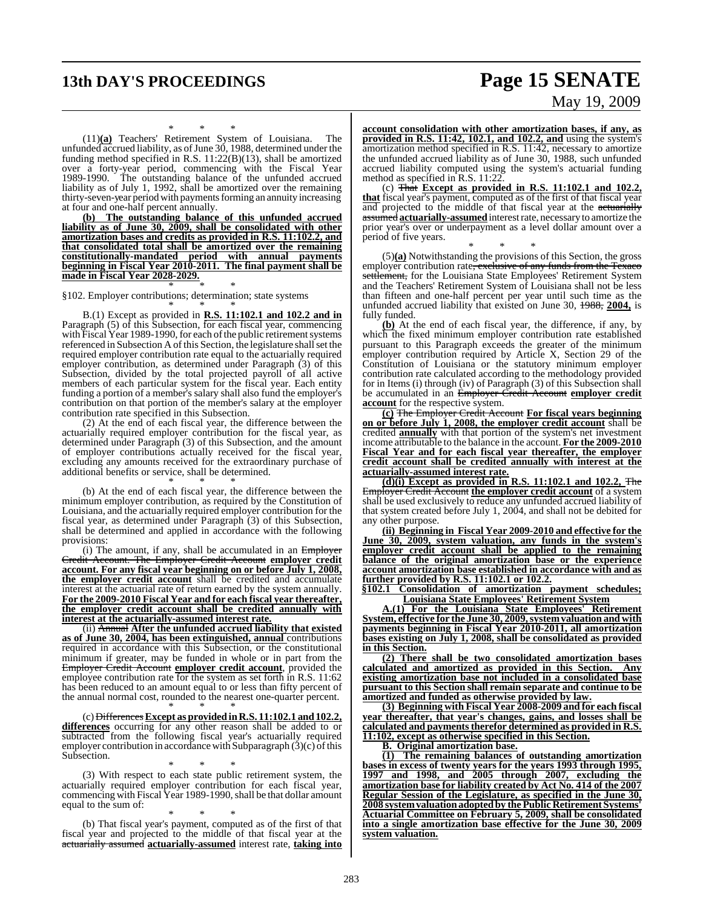\* \* \*

(11)**(a)** Teachers' Retirement System of Louisiana. The unfunded accrued liability, as of June 30, 1988, determined under the funding method specified in R.S. 11:22(B)(13), shall be amortized over a forty-year period, commencing with the Fiscal Year 1989-1990. The outstanding balance of the unfunded accrued liability as of July 1, 1992, shall be amortized over the remaining thirty-seven-year period with payments forming an annuity increasing at four and one-half percent annually.

**(b) The outstanding balance of this unfunded accrued liability as of June 30, 2009, shall be consolidated with other amortization bases and credits as provided in R.S. 11:102.2, and that consolidated total shall be amortized over the remaining constitutionally-mandated period with annual payments beginning in Fiscal Year 2010-2011. The final payment shall be made in Fiscal Year 2028-2029.**

\* \* \*

§102. Employer contributions; determination; state systems

\* \* \*

B.(1) Except as provided in **R.S. 11:102.1 and 102.2 and in** Paragraph (5) of this Subsection, for each fiscal year, commencing with Fiscal Year 1989-1990, for each of the public retirement systems referenced in Subsection A of this Section, the legislature shall set the required employer contribution rate equal to the actuarially required employer contribution, as determined under Paragraph (3) of this Subsection, divided by the total projected payroll of all active members of each particular system for the fiscal year. Each entity funding a portion of a member's salary shall also fund the employer's contribution on that portion of the member's salary at the employer contribution rate specified in this Subsection.

(2) At the end of each fiscal year, the difference between the actuarially required employer contribution for the fiscal year, as determined under Paragraph (3) of this Subsection, and the amount of employer contributions actually received for the fiscal year, excluding any amounts received for the extraordinary purchase of additional benefits or service, shall be determined.

\* \* \*

(b) At the end of each fiscal year, the difference between the minimum employer contribution, as required by the Constitution of Louisiana, and the actuarially required employer contribution for the fiscal year, as determined under Paragraph (3) of this Subsection, shall be determined and applied in accordance with the following provisions:

(i) The amount, if any, shall be accumulated in an ~~Employer Credit Account. The Employer Credit Account~~ **employer credit account. For any fiscal year beginning on or before July 1, 2008, the employer credit account** shall be credited and accumulate interest at the actuarial rate of return earned by the system annually. **For the 2009-2010 Fiscal Year and for each fiscal year thereafter, the employer credit account shall be credited annually with interest at the actuarially-assumed interest rate.**

(ii) ~~Annual~~ **After the unfunded accrued liability that existed as of June 30, 2004, has been extinguished, annual** contributions required in accordance with this Subsection, or the constitutional minimum if greater, may be funded in whole or in part from the ~~Employer Credit Account~~ **employer credit account**, provided the employee contribution rate for the system as set forth in R.S. 11:62 has been reduced to an amount equal to or less than fifty percent of the annual normal cost, rounded to the nearest one-quarter percent.

\* \* \*

(c) ~~Differences~~ **Except as provided in R.S. 11:102.1 and 102.2, differences** occurring for any other reason shall be added to or subtracted from the following fiscal year's actuarially required employer contribution in accordance with Subparagraph (3)(c) of this Subsection.

\* \* \*

(3) With respect to each state public retirement system, the actuarially required employer contribution for each fiscal year, commencing with Fiscal Year 1989-1990, shall be that dollar amount equal to the sum of:

\* \* \*

(b) That fiscal year's payment, computed as of the first of that fiscal year and projected to the middle of that fiscal year at the ~~actuarially assumed~~ **actuarially-assumed** interest rate, **taking into account consolidation with other amortization bases, if any, as provided in R.S. 11:42, 102.1, and 102.2, and** using the system's amortization method specified in R.S. 11:42, necessary to amortize the unfunded accrued liability as of June 30, 1988, such unfunded accrued liability computed using the system's actuarial funding method as specified in R.S. 11:22.

(c) ~~That~~ **Except as provided in R.S. 11:102.1 and 102.2, that** fiscal year's payment, computed as of the first of that fiscal year and projected to the middle of that fiscal year at the ~~actuarially assumed~~ **actuarially-assumed** interest rate, necessary to amortize the prior year's over or underpayment as a level dollar amount over a period of five years.

\* \* \*

(5)**(a)** Notwithstanding the provisions of this Section, the gross employer contribution rate~~, exclusive of any funds from the Texaco settlement,~~ for the Louisiana State Employees' Retirement System and the Teachers' Retirement System of Louisiana shall not be less than fifteen and one-half percent per year until such time as the unfunded accrued liability that existed on June 30, ~~1988,~~ **2004,** is fully funded.

**(b)** At the end of each fiscal year, the difference, if any, by which the fixed minimum employer contribution rate established pursuant to this Paragraph exceeds the greater of the minimum employer contribution required by Article X, Section 29 of the Constitution of Louisiana or the statutory minimum employer contribution rate calculated according to the methodology provided for in Items (i) through (iv) of Paragraph (3) of this Subsection shall be accumulated in an ~~Employer Credit Account~~ **employer credit account** for the respective system.

**(c)** ~~The Employer Credit Account~~ **For fiscal years beginning on or before July 1, 2008, the employer credit account** shall be credited **annually** with that portion of the system's net investment income attributable to the balance in the account. **For the 2009-2010 Fiscal Year and for each fiscal year thereafter, the employer credit account shall be credited annually with interest at the actuarially-assumed interest rate.**

**(d)(i) Except as provided in R.S. 11:102.1 and 102.2,** ~~The Employer Credit Account~~ **the employer credit account** of a system shall be used exclusively to reduce any unfunded accrued liability of that system created before July 1, 2004, and shall not be debited for any other purpose.

**(ii) Beginning in Fiscal Year 2009-2010 and effective for the June 30, 2009, system valuation, any funds in the system's employer credit account shall be applied to the remaining balance of the original amortization base or the experience account amortization base established in accordance with and as further provided by R.S. 11:102.1 or 102.2.**

**§102.1 Consolidation of amortization payment schedules; Louisiana State Employees' Retirement System**

**A.(1) For the Louisiana State Employees' Retirement System, effective for the June 30, 2009, system valuation and with payments beginning in Fiscal Year 2010-2011, all amortization bases existing on July 1, 2008, shall be consolidated as provided in this Section.**

**(2) There shall be two consolidated amortization bases calculated and amortized as provided in this Section. Any existing amortization base not included in a consolidated base pursuant to this Section shall remain separate and continue to be amortized and funded as otherwise provided by law.**

**(3) Beginning with Fiscal Year 2008-2009 and for each fiscal year thereafter, that year's changes, gains, and losses shall be calculated and payments therefor determined as provided in R.S. 11:102, except as otherwise specified in this Section.**

**B. Original amortization base.**

**(1) The remaining balances of outstanding amortization bases in excess of twenty years for the years 1993 through 1995, 1997 and 1998, and 2005 through 2007, excluding the amortization base for liability created by Act No. 414 of the 2007 Regular Session of the Legislature, as specified in the June 30, 2008 system valuation adopted by the Public Retirement Systems' Actuarial Committee on February 5, 2009, shall be consolidated into a single amortization base effective for the June 30, 2009 system valuation.**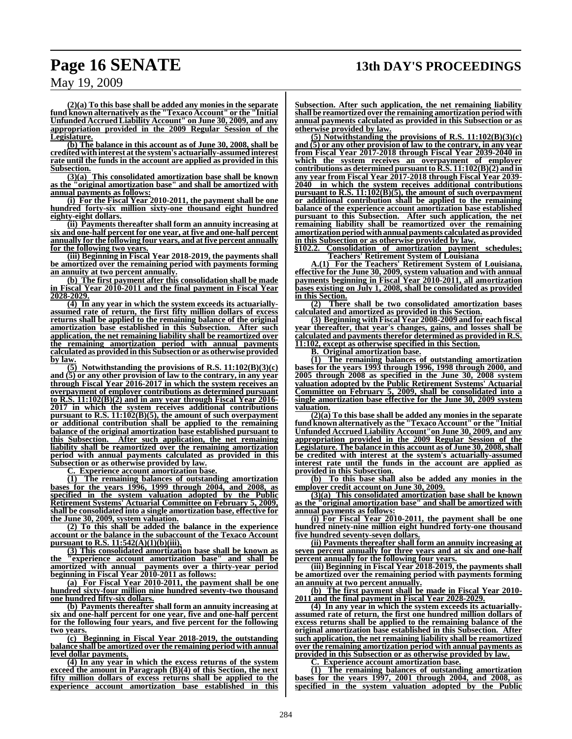**(2)(a) To this base shall be added any monies in the separate fund known alternatively as the "Texaco Account" or the "Initial Unfunded Accrued Liability Account" on June 30, 2009, and any appropriation provided in the 2009 Regular Session of the Legislature.**

**(b) The balance in this account as of June 30, 2008, shall be credited with interest at the system's actuarially-assumed interest rate until the funds in the account are applied as provided in this Subsection.**

**(3)(a) This consolidated amortization base shall be known as the "original amortization base" and shall be amortized with annual payments as follows:**

**(i) For the Fiscal Year 2010-2011, the payment shall be one hundred forty-six million sixty-one thousand eight hundred eighty-eight dollars.**

**(ii) Payments thereafter shall form an annuity increasing at six and one-half percent for one year, at five and one-half percent annually for the following four years, and at five percent annually for the following two years.**

**(iii) Beginning in Fiscal Year 2018-2019, the payments shall be amortized over the remaining period with payments forming an annuity at two percent annually.**

**(b) The first payment after this consolidation shall be made in Fiscal Year 2010-2011 and the final payment in Fiscal Year 2028-2029.**

**(4) In any year in which the system exceeds its actuarially-assumed rate of return, the first fifty million dollars of excess returns shall be applied to the remaining balance of the original amortization base established in this Subsection. After such application, the net remaining liability shall be reamortized over the remaining amortization period with annual payments calculated as provided in this Subsection or as otherwise provided by law.**

**(5) Notwithstanding the provisions of R.S. 11:102(B)(3)(c) and (5) or any other provision of law to the contrary, in any year through Fiscal Year 2016-2017 in which the system receives an overpayment of employer contributions as determined pursuant to R.S. 11:102(B)(2) and in any year through Fiscal Year 2016-2017 in which the system receives additional contributions pursuant to R.S. 11:102(B)(5), the amount of such overpayment or additional contribution shall be applied to the remaining balance of the original amortization base established pursuant to this Subsection. After such application, the net remaining liability shall be reamortized over the remaining amortization period with annual payments calculated as provided in this Subsection or as otherwise provided by law.**

**C. Experience account amortization base.**

**(1) The remaining balances of outstanding amortization bases for the years 1996, 1999 through 2004, and 2008, as specified in the system valuation adopted by the Public Retirement Systems' Actuarial Committee on February 5, 2009, shall be consolidated into a single amortization base, effective for the June 30, 2009, system valuation.**

**(2) To this shall be added the balance in the experience account or the balance in the subaccount of the Texaco Account pursuant to R.S. 11:542(A)(1)(b)(iii).**

**(3) This consolidated amortization base shall be known as the "experience account amortization base" and shall be amortized with annual payments over a thirty-year period beginning in Fiscal Year 2010-2011 as follows:**

**(a) For Fiscal Year 2010-2011, the payment shall be one hundred sixty-four million nine hundred seventy-two thousand one hundred fifty-six dollars.**

**(b) Payments thereafter shall form an annuity increasing at six and one-half percent for one year, five and one-half percent for the following four years, and five percent for the following two years.**

**(c) Beginning in Fiscal Year 2018-2019, the outstanding balance shall be amortized over the remaining period with annual level dollar payments.**

**(4) In any year in which the excess returns of the system exceed the amount in Paragraph (B)(4) of this Section, the next fifty million dollars of excess returns shall be applied to the experience account amortization base established in this Subsection. After such application, the net remaining liability shall be reamortized over the remaining amortization period with annual payments calculated as provided in this Subsection or as otherwise provided by law.**

**(5) Notwithstanding the provisions of R.S. 11:102(B)(3)(c) and (5) or any other provision of law to the contrary, in any year from Fiscal Year 2017-2018 through Fiscal Year 2039-2040 in which the system receives an overpayment of employer contributions as determined pursuant to R.S. 11:102(B)(2) and in any year from Fiscal Year 2017-2018 through Fiscal Year 2039-2040 in which the system receives additional contributions pursuant to R.S. 11:102(B)(5), the amount of such overpayment or additional contribution shall be applied to the remaining balance of the experience account amortization base established pursuant to this Subsection. After such application, the net remaining liability shall be reamortized over the remaining amortization period with annual payments calculated as provided in this Subsection or as otherwise provided by law.**

**§102.2. Consolidation of amortization payment schedules; Teachers' Retirement System of Louisiana**

**A.(1) For the Teachers' Retirement System of Louisiana, effective for the June 30, 2009, system valuation and with annual payments beginning in Fiscal Year 2010-2011, all amortization bases existing on July 1, 2008, shall be consolidated as provided in this Section.**

**(2) There shall be two consolidated amortization bases calculated and amortized as provided in this Section.**

**(3) Beginning with Fiscal Year 2008-2009 and for each fiscal year thereafter, that year's changes, gains, and losses shall be calculated and payments therefor determined as provided in R.S. 11:102, except as otherwise specified in this Section.**

**B. Original amortization base.**

**(1) The remaining balances of outstanding amortization bases for the years 1993 through 1996, 1998 through 2000, and 2005 through 2008 as specified in the June 30, 2008 system valuation adopted by the Public Retirement Systems' Actuarial Committee on February 5, 2009, shall be consolidated into a single amortization base effective for the June 30, 2009 system valuation.**

**(2)(a) To this base shall be added any monies in the separate fund known alternatively as the "Texaco Account" or the "Initial Unfunded Accrued Liability Account"on June 30, 2009, and any appropriation provided in the 2009 Regular Session of the Legislature. The balance in this account as of June 30, 2008, shall be credited with interest at the system's actuarially-assumed interest rate until the funds in the account are applied as provided in this Subsection.**

**(b) To this base shall also be added any monies in the employer credit account on June 30, 2009.**

**(3)(a) This consolidated amortization base shall be known as the "original amortization base" and shall be amortized with annual payments as follows:**

**(i) For Fiscal Year 2010-2011, the payment shall be one hundred ninety-nine million eight hundred forty-one thousand five hundred seventy-seven dollars.**

**(ii) Payments thereafter shall form an annuity increasing at seven percent annually for three years and at six and one-half percent annually for the following four years.**

**(iii) Beginning in Fiscal Year 2018-2019, the payments shall be amortized over the remaining period with payments forming an annuity at two percent annually.**

**(b) The first payment shall be made in Fiscal Year 2010-2011 and the final payment in Fiscal Year 2028-2029.**

**(4) In any year in which the system exceeds its actuarially-assumed rate of return, the first one hundred million dollars of excess returns shall be applied to the remaining balance of the original amortization base established in this Subsection. After such application, the net remaining liability shall be reamortized over the remaining amortization period with annual payments as provided in this Subsection or as otherwise provided by law.**

**C. Experience account amortization base.**

**(1) The remaining balances of outstanding amortization bases for the years 1997, 2001 through 2004, and 2008, as specified in the system valuation adopted by the Public**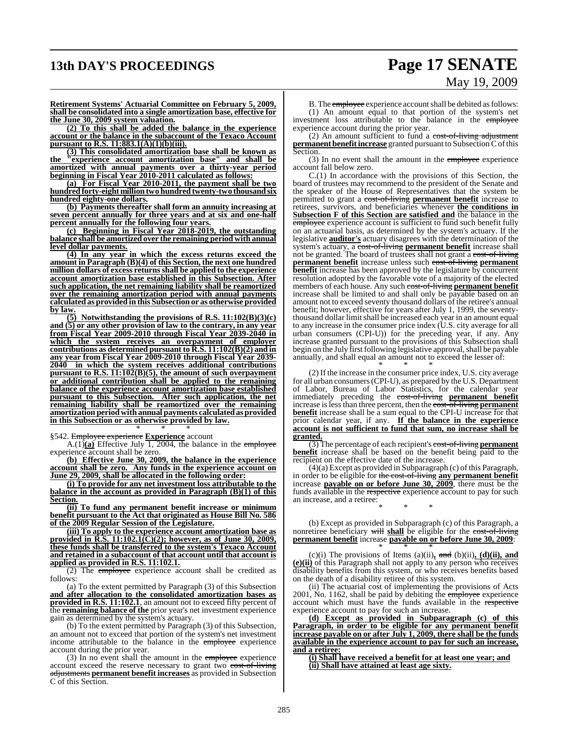**Retirement Systems' Actuarial Committee on February 5, 2009, shall be consolidated into a single amortization base, effective for the June 30, 2009 system valuation.**

**(2) To this shall be added the balance in the experience account or the balance in the subaccount of the Texaco Account pursuant to R.S. 11:883.1(A)(1)(b)(iii).**

**(3) This consolidated amortization base shall be known as the "experience account amortization base" and shall be amortized with annual payments over a thirty-year period beginning in Fiscal Year 2010-2011 calculated as follows:**

**(a) For Fiscal Year 2010-2011, the payment shall be two hundred forty-eight million two hundred twenty-two thousand six hundred eighty-one dollars.**

**(b) Payments thereafter shall form an annuity increasing at seven percent annually for three years and at six and one-half percent annually for the following four years.**

**(c) Beginning in Fiscal Year 2018-2019, the outstanding balance shall be amortized over the remaining period with annual level dollar payments.**

**(4) In any year in which the excess returns exceed the amount in Paragraph (B)(4) of this Section, the next one hundred million dollars of excess returns shall be applied to the experience account amortization base established in this Subsection. After such application, the net remaining liability shall be reamortized over the remaining amortization period with annual payments calculated as provided in this Subsection or as otherwise provided by law.**

**(5) Notwithstanding the provisions of R.S. 11:102(B)(3)(c) and (5) or any other provision of law to the contrary, in any year from Fiscal Year 2009-2010 through Fiscal Year 2039-2040 in which the system receives an overpayment of employer contributions as determined pursuant to R.S. 11:102(B)(2) and in any year from Fiscal Year 2009-2010 through Fiscal Year 2039-2040 in which the system receives additional contributions pursuant to R.S. 11:102(B)(5), the amount of such overpayment or additional contribution shall be applied to the remaining balance of the experience account amortization base established pursuant to this Subsection. After such application, the net remaining liability shall be reamortized over the remaining amortization period with annual payments calculated as provided in this Subsection or as otherwise provided by law.**

\* \* \*

§542. ~~Employee experience~~ **Experience** account

A.(1)**(a)** Effective July 1, 2004, the balance in the ~~employee~~ experience account shall be zero.

**(b) Effective June 30, 2009, the balance in the experience account shall be zero. Any funds in the experience account on June 29, 2009, shall be allocated in the following order:**

**(i) To provide for any net investment loss attributable to the balance in the account as provided in Paragraph (B)(1) of this Section.**

**(ii) To fund any permanent benefit increase or minimum benefit pursuant to the Act that originated as House Bill No. 586 of the 2009 Regular Session of the Legislature.**

**(iii) To apply to the experience account amortization base as provided in R.S. 11:102.1(C)(2); however, as of June 30, 2009, these funds shall be transferred to the system's Texaco Account and retained in a subaccount of that account until that account is applied as provided in R.S. 11:102.1.**

(2) The ~~employee~~ experience account shall be credited as follows:

(a) To the extent permitted by Paragraph (3) of this Subsection **and after allocation to the consolidated amortization bases as provided in R.S. 11:102.1**, an amount not to exceed fifty percent of the **remaining balance of the** prior year's net investment experience gain as determined by the system's actuary.

(b) To the extent permitted by Paragraph (3) of this Subsection, an amount not to exceed that portion of the system's net investment income attributable to the balance in the ~~employee~~ experience account during the prior year.

(3) In no event shall the amount in the ~~employee~~ experience account exceed the reserve necessary to grant two ~~cost-of-living adjustments~~ **permanent benefit increases** as provided in Subsection C of this Section.

B. The ~~employee~~ experience account shall be debited as follows:

(1) An amount equal to that portion of the system's net investment loss attributable to the balance in the ~~employee~~ experience account during the prior year.

(2) An amount sufficient to fund a ~~cost-of-living adjustment~~ **permanent benefit increase** granted pursuant to Subsection C of this Section.

(3) In no event shall the amount in the ~~employee~~ experience account fall below zero.

C.(1) In accordance with the provisions of this Section, the board of trustees may recommend to the president of the Senate and the speaker of the House of Representatives that the system be permitted to grant a ~~cost-of-living~~ **permanent benefit** increase to retirees, survivors, and beneficiaries whenever **the conditions in Subsection F of this Section are satisfied and** the balance in the ~~employee~~ experience account is sufficient to fund such benefit fully on an actuarial basis, as determined by the system's actuary. If the legislative **auditor's** actuary disagrees with the determination of the system's actuary, a ~~cost-of-living~~ **permanent benefit** increase shall not be granted. The board of trustees shall not grant a ~~cost-of-living~~ **permanent benefit** increase unless such ~~cost-of-living~~ **permanent benefit** increase has been approved by the legislature by concurrent resolution adopted by the favorable vote of a majority of the elected members of each house. Any such ~~cost-of-living~~ **permanent benefit** increase shall be limited to and shall only be payable based on an amount not to exceed seventy thousand dollars of the retiree's annual benefit; however, effective for years after July 1, 1999, the seventy-thousand dollar limit shall be increased each year in an amount equal to any increase in the consumer price index (U.S. city average for all urban consumers (CPI-U)) for the preceding year, if any. Any increase granted pursuant to the provisions of this Subsection shall begin on the July first following legislative approval, shall be payable annually, and shall equal an amount not to exceed the lesser of:

\* \* \*

(2) If the increase in the consumer price index, U.S. city average for all urban consumers (CPI-U), as prepared by the U.S. Department of Labor, Bureau of Labor Statistics, for the calendar year immediately preceding the ~~cost-of-living~~ **permanent benefit** increase is less than three percent, then the ~~cost-of-living~~ **permanent benefit** increase shall be a sum equal to the CPI-U increase for that prior calendar year, if any. **If the balance in the experience account is not sufficient to fund that sum, no increase shall be granted.**

(3) The percentage of each recipient's ~~cost-of-living~~ **permanent benefit** increase shall be based on the benefit being paid to the recipient on the effective date of the increase.

(4)(a) Except as provided in Subparagraph (c) of this Paragraph, in order to be eligible for ~~the cost-of-living~~ **any permanent benefit** increase **payable on or before June 30, 2009**, there must be the funds available in the ~~respective~~ experience account to pay for such an increase, and a retiree:

\* \* \*

(b) Except as provided in Subparagraph (c) of this Paragraph, a nonretiree beneficiary ~~will~~ **shall** be eligible for the ~~cost-of-living~~ **permanent benefit** increase **payable on or before June 30, 2009**:

\* \* \*

(c)(i) The provisions of Items (a)(ii)**,** ~~and~~ (b)(ii)**, (d)(ii), and (e)(ii)** of this Paragraph shall not apply to any person who receives disability benefits from this system, or who receives benefits based on the death of a disability retiree of this system.

(ii) The actuarial cost of implementing the provisions of Acts 2001, No. 1162, shall be paid by debiting the ~~employee~~ experience account which must have the funds available in the ~~respective~~ experience account to pay for such an increase.

**(d) Except as provided in Subparagraph (c) of this Paragraph, in order to be eligible for any permanent benefit increase payable on or after July 1, 2009, there shall be the funds available in the experience account to pay for such an increase, and a retiree:**

**(i) Shall have received a benefit for at least one year; and**

**(ii) Shall have attained at least age sixty.**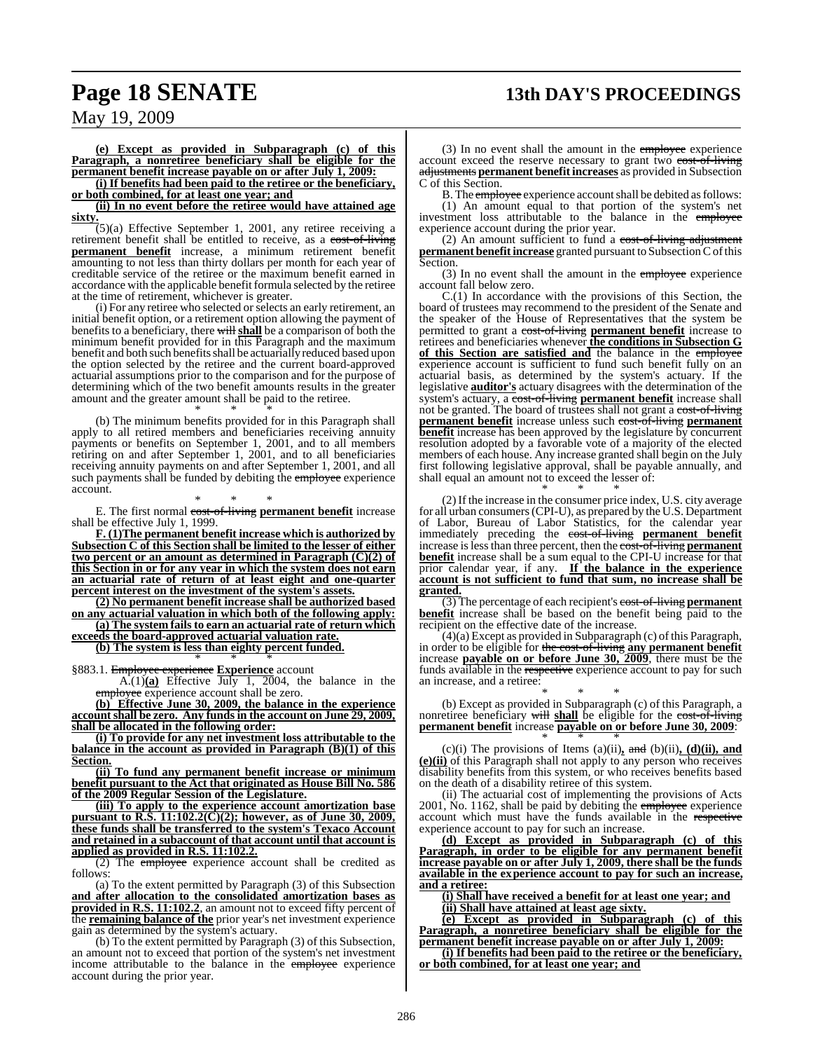**(e) Except as provided in Subparagraph (c) of this Paragraph, a nonretiree beneficiary shall be eligible for the permanent benefit increase payable on or after July 1, 2009:**

**(i) If benefits had been paid to the retiree or the beneficiary, or both combined, for at least one year; and**

**(ii) In no event before the retiree would have attained age sixty.**

(5)(a) Effective September 1, 2001, any retiree receiving a retirement benefit shall be entitled to receive, as a ~~cost-of-living~~ **permanent benefit** increase, a minimum retirement benefit amounting to not less than thirty dollars per month for each year of creditable service of the retiree or the maximum benefit earned in accordance with the applicable benefit formula selected by the retiree at the time of retirement, whichever is greater.

(i) For any retiree who selected or selects an early retirement, an initial benefit option, or a retirement option allowing the payment of benefits to a beneficiary, there ~~will~~ **shall** be a comparison of both the minimum benefit provided for in this Paragraph and the maximum benefit and both such benefits shall be actuarially reduced based upon the option selected by the retiree and the current board-approved actuarial assumptions prior to the comparison and for the purpose of determining which of the two benefit amounts results in the greater amount and the greater amount shall be paid to the retiree.

\* \* \*

(b) The minimum benefits provided for in this Paragraph shall apply to all retired members and beneficiaries receiving annuity payments or benefits on September 1, 2001, and to all members retiring on and after September 1, 2001, and to all beneficiaries receiving annuity payments on and after September 1, 2001, and all such payments shall be funded by debiting the ~~employee~~ experience account.

\* \* \*

E. The first normal ~~cost-of-living~~ **permanent benefit** increase shall be effective July 1, 1999.

**F. (1)The permanent benefit increase which is authorized by Subsection C of this Section shall be limited to the lesser of either two percent or an amount as determined in Paragraph (C)(2) of this Section in or for any year in which the system does not earn an actuarial rate of return of at least eight and one-quarter percent interest on the investment of the system's assets.**

**(2) No permanent benefit increase shall be authorized based on any actuarial valuation in which both of the following apply:**

**(a) The system fails to earn an actuarial rate of return which exceeds the board-approved actuarial valuation rate.**

**(b) The system is less than eighty percent funded.**

\* \* \*

§883.1. ~~Employee experience~~ **Experience** account

A.(1)**(a)** Effective July 1, 2004, the balance in the ~~employee~~ experience account shall be zero.

**(b) Effective June 30, 2009, the balance in the experience account shall be zero. Any funds in the account on June 29, 2009, shall be allocated in the following order:**

**(i) To provide for any net investment loss attributable to the balance in the account as provided in Paragraph (B)(1) of this Section.**

**(ii) To fund any permanent benefit increase or minimum benefit pursuant to the Act that originated as House Bill No. 586 of the 2009 Regular Session of the Legislature.**

**(iii) To apply to the experience account amortization base pursuant to R.S. 11:102.2(C)(2); however, as of June 30, 2009, these funds shall be transferred to the system's Texaco Account and retained in a subaccount of that account until that account is applied as provided in R.S. 11:102.2.**

(2) The ~~employee~~ experience account shall be credited as follows:

(a) To the extent permitted by Paragraph (3) of this Subsection **and after allocation to the consolidated amortization bases as provided in R.S. 11:102.2**, an amount not to exceed fifty percent of the **remaining balance of the** prior year's net investment experience gain as determined by the system's actuary.

(b) To the extent permitted by Paragraph (3) of this Subsection, an amount not to exceed that portion of the system's net investment income attributable to the balance in the ~~employee~~ experience account during the prior year.

(3) In no event shall the amount in the ~~employee~~ experience account exceed the reserve necessary to grant two ~~cost-of-living adjustments~~ **permanent benefit increases** as provided in Subsection C of this Section.

B. The ~~employee~~ experience account shall be debited as follows:

(1) An amount equal to that portion of the system's net investment loss attributable to the balance in the ~~employee~~ experience account during the prior year.

(2) An amount sufficient to fund a ~~cost-of-living adjustment~~ **permanent benefit increase** granted pursuant to Subsection C of this Section.

(3) In no event shall the amount in the ~~employee~~ experience account fall below zero.

C.(1) In accordance with the provisions of this Section, the board of trustees may recommend to the president of the Senate and the speaker of the House of Representatives that the system be permitted to grant a ~~cost-of-living~~ **permanent benefit** increase to retirees and beneficiaries whenever **the conditions in Subsection G of this Section are satisfied and** the balance in the ~~employee~~ experience account is sufficient to fund such benefit fully on an actuarial basis, as determined by the system's actuary. If the legislative **auditor's** actuary disagrees with the determination of the system's actuary, a ~~cost-of-living~~ **permanent benefit** increase shall not be granted. The board of trustees shall not grant a ~~cost-of-living~~ **permanent benefit** increase unless such ~~cost-of-living~~ **permanent benefit** increase has been approved by the legislature by concurrent resolution adopted by a favorable vote of a majority of the elected members of each house. Any increase granted shall begin on the July first following legislative approval, shall be payable annually, and shall equal an amount not to exceed the lesser of:

\* \* \*

(2) If the increase in the consumer price index, U.S. city average for all urban consumers (CPI-U), as prepared by the U.S. Department of Labor, Bureau of Labor Statistics, for the calendar year immediately preceding the ~~cost-of-living~~ **permanent benefit** increase is less than three percent, then the ~~cost-of-living~~ **permanent benefit** increase shall be a sum equal to the CPI-U increase for that prior calendar year, if any. **If the balance in the experience account is not sufficient to fund that sum, no increase shall be granted.**

(3) The percentage of each recipient's ~~cost-of-living~~ **permanent benefit** increase shall be based on the benefit being paid to the recipient on the effective date of the increase.

(4)(a) Except as provided in Subparagraph (c) of this Paragraph, in order to be eligible for ~~the cost-of-living~~ **any permanent benefit** increase **payable on or before June 30, 2009**, there must be the funds available in the ~~respective~~ experience account to pay for such an increase, and a retiree:

\* \* \*

(b) Except as provided in Subparagraph (c) of this Paragraph, a nonretiree beneficiary ~~will~~ **shall** be eligible for the ~~cost-of-living~~ **permanent benefit** increase **payable on or before June 30, 2009**:

\* \* \*

(c)(i) The provisions of Items (a)(ii)**,** ~~and~~ (b)(ii)**, (d)(ii), and (e)(ii)** of this Paragraph shall not apply to any person who receives disability benefits from this system, or who receives benefits based on the death of a disability retiree of this system.

(ii) The actuarial cost of implementing the provisions of Acts 2001, No. 1162, shall be paid by debiting the ~~employee~~ experience account which must have the funds available in the ~~respective~~ experience account to pay for such an increase.

**(d) Except as provided in Subparagraph (c) of this Paragraph, in order to be eligible for any permanent benefit increase payable on or after July 1, 2009, there shall be the funds available in the experience account to pay for such an increase, and a retiree:**

**(i) Shall have received a benefit for at least one year; and**

**(ii) Shall have attained at least age sixty.**

**(e) Except as provided in Subparagraph (c) of this Paragraph, a nonretiree beneficiary shall be eligible for the permanent benefit increase payable on or after July 1, 2009:**

**(i) If benefits had been paid to the retiree or the beneficiary, or both combined, for at least one year; and**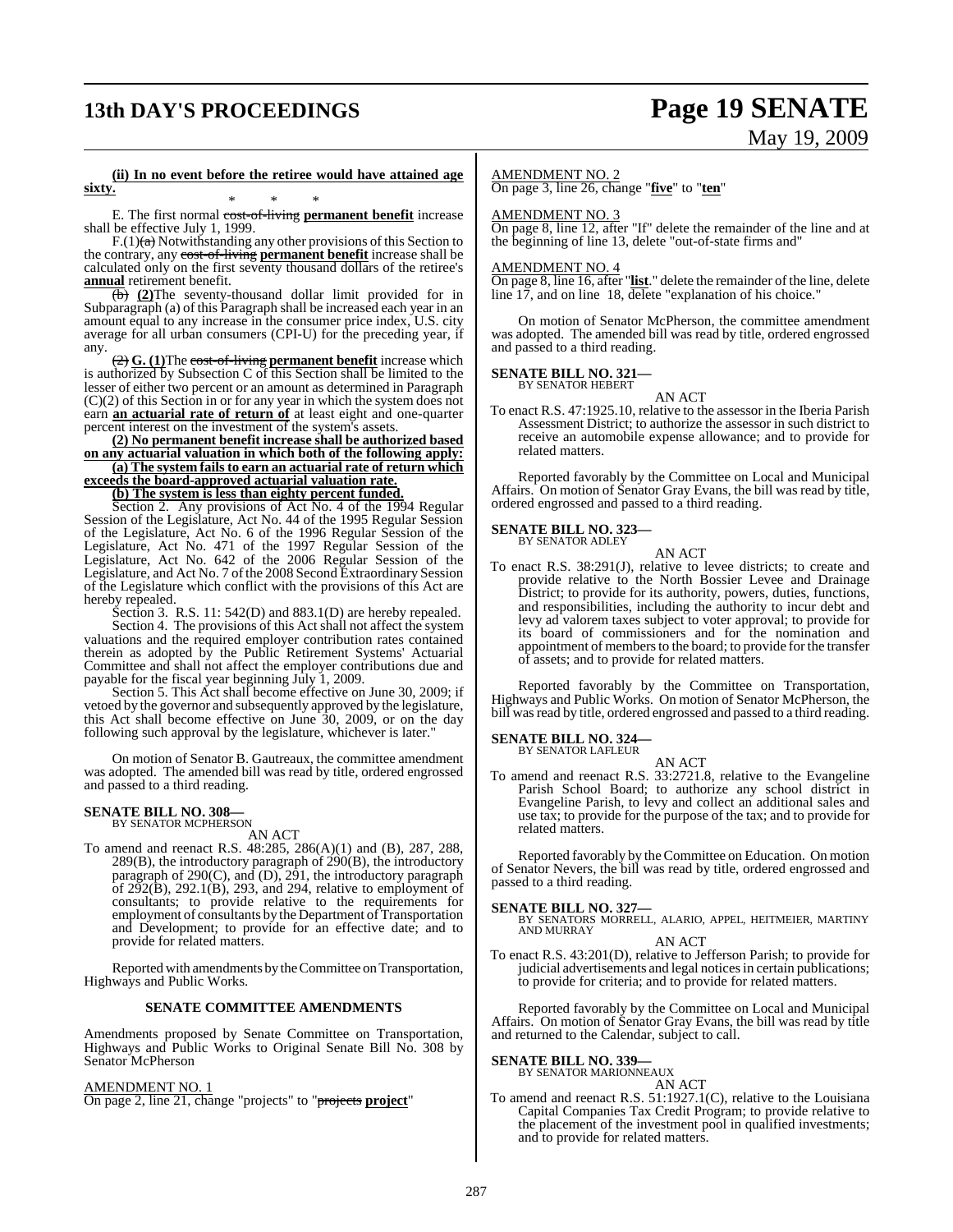**(ii) In no event before the retiree would have attained age sixty.**

\* \* \*

E. The first normal ~~cost-of-living~~ **permanent benefit** increase shall be effective July 1, 1999.

F.(1)~~(a)~~ Notwithstanding any other provisions of this Section to the contrary, any ~~cost-of-living~~ **permanent benefit** increase shall be calculated only on the first seventy thousand dollars of the retiree's **annual** retirement benefit.

~~(b)~~ **(2)**The seventy-thousand dollar limit provided for in Subparagraph (a) of this Paragraph shall be increased each year in an amount equal to any increase in the consumer price index, U.S. city average for all urban consumers (CPI-U) for the preceding year, if any.

~~(2)~~ **G. (1)**The ~~cost-of-living~~ **permanent benefit** increase which is authorized by Subsection C of this Section shall be limited to the lesser of either two percent or an amount as determined in Paragraph (C)(2) of this Section in or for any year in which the system does not earn **an actuarial rate of return of** at least eight and one-quarter percent interest on the investment of the system's assets.

**(2) No permanent benefit increase shall be authorized based on any actuarial valuation in which both of the following apply:**

**(a) The system fails to earn an actuarial rate of return which exceeds the board-approved actuarial valuation rate.**

**(b) The system is less than eighty percent funded.**

Section 2. Any provisions of Act No. 4 of the 1994 Regular Session of the Legislature, Act No. 44 of the 1995 Regular Session of the Legislature, Act No. 6 of the 1996 Regular Session of the Legislature, Act No. 471 of the 1997 Regular Session of the Legislature, Act No. 642 of the 2006 Regular Session of the Legislature, and Act No. 7 of the 2008 Second Extraordinary Session of the Legislature which conflict with the provisions of this Act are hereby repealed.

Section 3. R.S. 11: 542(D) and 883.1(D) are hereby repealed.

Section 4. The provisions of this Act shall not affect the system valuations and the required employer contribution rates contained therein as adopted by the Public Retirement Systems' Actuarial Committee and shall not affect the employer contributions due and payable for the fiscal year beginning July 1, 2009.

Section 5. This Act shall become effective on June 30, 2009; if vetoed by the governor and subsequently approved by the legislature, this Act shall become effective on June 30, 2009, or on the day following such approval by the legislature, whichever is later."

On motion of Senator B. Gautreaux, the committee amendment was adopted. The amended bill was read by title, ordered engrossed and passed to a third reading.

**SENATE BILL NO. 308—**
BY SENATOR MCPHERSON

AN ACT

To amend and reenact R.S. 48:285, 286(A)(1) and (B), 287, 288, 289(B), the introductory paragraph of 290(B), the introductory paragraph of 290(C), and (D), 291, the introductory paragraph of 292(B), 292.1(B), 293, and 294, relative to employment of consultants; to provide relative to the requirements for employment of consultants by the Department of Transportation and Development; to provide for an effective date; and to provide for related matters.

Reported with amendments by the Committee on Transportation, Highways and Public Works.

**SENATE COMMITTEE AMENDMENTS**

Amendments proposed by Senate Committee on Transportation, Highways and Public Works to Original Senate Bill No. 308 by Senator McPherson

AMENDMENT NO. 1
On page 2, line 21, change "projects" to "~~projects~~ **project**"

AMENDMENT NO. 2
On page 3, line 26, change "**five**" to "**ten**"

AMENDMENT NO. 3
On page 8, line 12, after "If" delete the remainder of the line and at the beginning of line 13, delete "out-of-state firms and"

AMENDMENT NO. 4
On page 8, line 16, after "**list**." delete the remainder of the line, delete line 17, and on line 18, delete "explanation of his choice."

On motion of Senator McPherson, the committee amendment was adopted. The amended bill was read by title, ordered engrossed and passed to a third reading.

**SENATE BILL NO. 321—**
BY SENATOR HEBERT

AN ACT

To enact R.S. 47:1925.10, relative to the assessor in the Iberia Parish Assessment District; to authorize the assessor in such district to receive an automobile expense allowance; and to provide for related matters.

Reported favorably by the Committee on Local and Municipal Affairs. On motion of Senator Gray Evans, the bill was read by title, ordered engrossed and passed to a third reading.

**SENATE BILL NO. 323—**
BY SENATOR ADLEY

AN ACT

To enact R.S. 38:291(J), relative to levee districts; to create and provide relative to the North Bossier Levee and Drainage District; to provide for its authority, powers, duties, functions, and responsibilities, including the authority to incur debt and levy ad valorem taxes subject to voter approval; to provide for its board of commissioners and for the nomination and appointment of members to the board; to provide for the transfer of assets; and to provide for related matters.

Reported favorably by the Committee on Transportation, Highways and Public Works. On motion of Senator McPherson, the bill was read by title, ordered engrossed and passed to a third reading.

**SENATE BILL NO. 324—**
BY SENATOR LAFLEUR

AN ACT

To amend and reenact R.S. 33:2721.8, relative to the Evangeline Parish School Board; to authorize any school district in Evangeline Parish, to levy and collect an additional sales and use tax; to provide for the purpose of the tax; and to provide for related matters.

Reported favorably by the Committee on Education. On motion of Senator Nevers, the bill was read by title, ordered engrossed and passed to a third reading.

**SENATE BILL NO. 327—**
BY SENATORS MORRELL, ALARIO, APPEL, HEITMEIER, MARTINY AND MURRAY

AN ACT

To enact R.S. 43:201(D), relative to Jefferson Parish; to provide for judicial advertisements and legal notices in certain publications; to provide for criteria; and to provide for related matters.

Reported favorably by the Committee on Local and Municipal Affairs. On motion of Senator Gray Evans, the bill was read by title and returned to the Calendar, subject to call.

**SENATE BILL NO. 339—**
BY SENATOR MARIONNEAUX

AN ACT

To amend and reenact R.S. 51:1927.1(C), relative to the Louisiana Capital Companies Tax Credit Program; to provide relative to the placement of the investment pool in qualified investments; and to provide for related matters.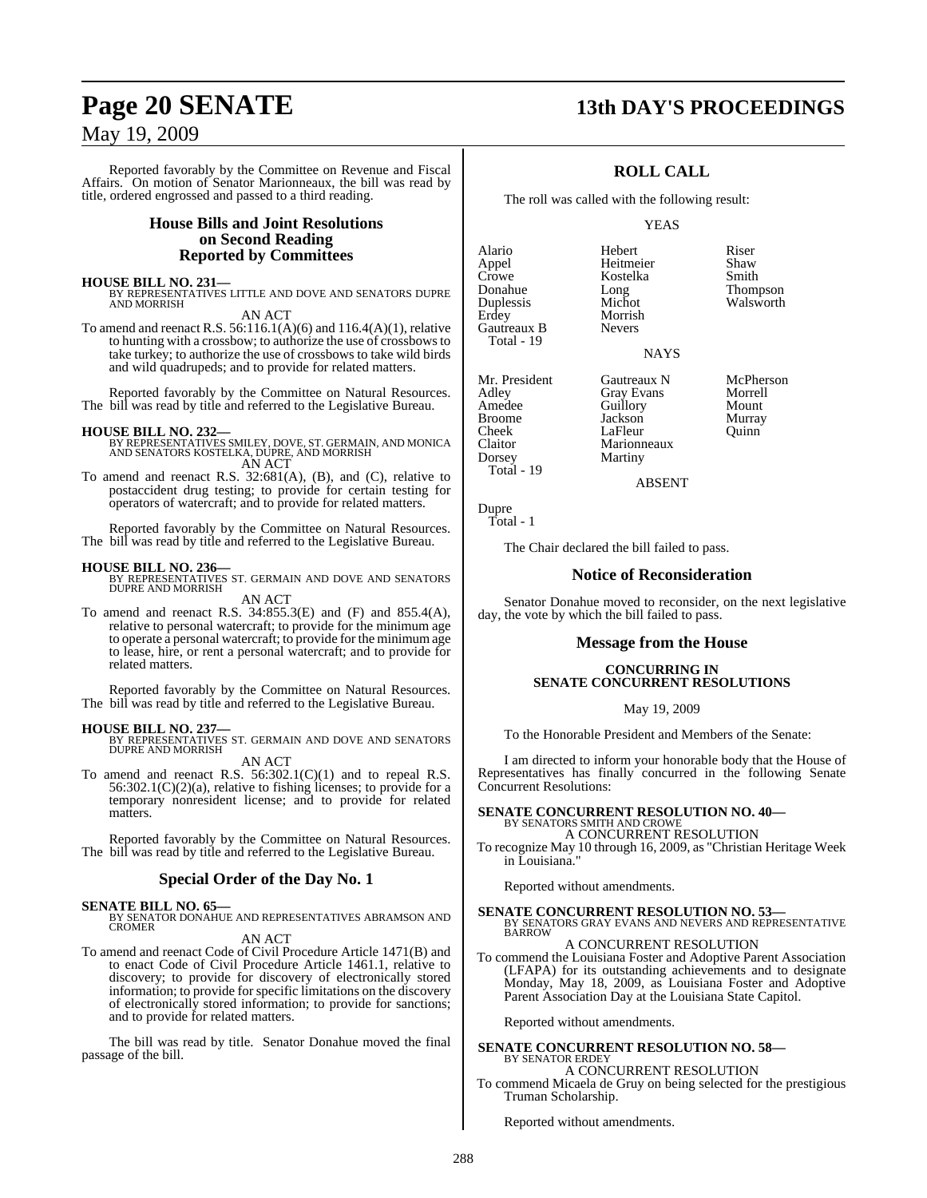Reported favorably by the Committee on Revenue and Fiscal Affairs. On motion of Senator Marionneaux, the bill was read by title, ordered engrossed and passed to a third reading.

## House Bills and Joint Resolutions on Second Reading Reported by Committees

**HOUSE BILL NO. 231—**
BY REPRESENTATIVES LITTLE AND DOVE AND SENATORS DUPRE AND MORRISH

AN ACT

To amend and reenact R.S. 56:116.1(A)(6) and 116.4(A)(1), relative to hunting with a crossbow; to authorize the use of crossbows to take turkey; to authorize the use of crossbows to take wild birds and wild quadrupeds; and to provide for related matters.

Reported favorably by the Committee on Natural Resources. The bill was read by title and referred to the Legislative Bureau.

**HOUSE BILL NO. 232—**
BY REPRESENTATIVES SMILEY, DOVE, ST. GERMAIN, AND MONICA AND SENATORS KOSTELKA, DUPRE, AND MORRISH

AN ACT

To amend and reenact R.S. 32:681(A), (B), and (C), relative to postaccident drug testing; to provide for certain testing for operators of watercraft; and to provide for related matters.

Reported favorably by the Committee on Natural Resources. The bill was read by title and referred to the Legislative Bureau.

**HOUSE BILL NO. 236—**
BY REPRESENTATIVES ST. GERMAIN AND DOVE AND SENATORS DUPRE AND MORRISH

AN ACT

To amend and reenact R.S. 34:855.3(E) and (F) and 855.4(A), relative to personal watercraft; to provide for the minimum age to operate a personal watercraft; to provide for the minimum age to lease, hire, or rent a personal watercraft; and to provide for related matters.

Reported favorably by the Committee on Natural Resources. The bill was read by title and referred to the Legislative Bureau.

**HOUSE BILL NO. 237—**
BY REPRESENTATIVES ST. GERMAIN AND DOVE AND SENATORS DUPRE AND MORRISH

AN ACT

To amend and reenact R.S. 56:302.1(C)(1) and to repeal R.S. 56:302.1(C)(2)(a), relative to fishing licenses; to provide for a temporary nonresident license; and to provide for related matters.

Reported favorably by the Committee on Natural Resources. The bill was read by title and referred to the Legislative Bureau.

## Special Order of the Day No. 1

**SENATE BILL NO. 65—**
BY SENATOR DONAHUE AND REPRESENTATIVES ABRAMSON AND CROMER

AN ACT

To amend and reenact Code of Civil Procedure Article 1471(B) and to enact Code of Civil Procedure Article 1461.1, relative to discovery; to provide for discovery of electronically stored information; to provide for specific limitations on the discovery of electronically stored information; to provide for sanctions; and to provide for related matters.

The bill was read by title. Senator Donahue moved the final passage of the bill.

## ROLL CALL

The roll was called with the following result:

YEAS

| | | |
|---|---|---|
| Alario | Hebert | Riser |
| Appel | Heitmeier | Shaw |
| Crowe | Kostelka | Smith |
| Donahue | Long | Thompson |
| Duplessis | Michot | Walsworth |
| Erdey | Morrish | |
| Gautreaux B | Nevers | |
| Total - 19 | | |

NAYS

| | | |
|---|---|---|
| Mr. President | Gautreaux N | McPherson |
| Adley | Gray Evans | Morrell |
| Amedee | Guillory | Mount |
| Broome | Jackson | Murray |
| Cheek | LaFleur | Quinn |
| Claitor | Marionneaux | |
| Dorsey | Martiny | |
| Total - 19 | | |

ABSENT

Dupre
Total - 1

The Chair declared the bill failed to pass.

## Notice of Reconsideration

Senator Donahue moved to reconsider, on the next legislative day, the vote by which the bill failed to pass.

## Message from the House

**CONCURRING IN SENATE CONCURRENT RESOLUTIONS**

May 19, 2009

To the Honorable President and Members of the Senate:

I am directed to inform your honorable body that the House of Representatives has finally concurred in the following Senate Concurrent Resolutions:

**SENATE CONCURRENT RESOLUTION NO. 40—**
BY SENATORS SMITH AND CROWE

A CONCURRENT RESOLUTION

To recognize May 10 through 16, 2009, as "Christian Heritage Week in Louisiana."

Reported without amendments.

**SENATE CONCURRENT RESOLUTION NO. 53—**
BY SENATORS GRAY EVANS AND NEVERS AND REPRESENTATIVE BARROW

A CONCURRENT RESOLUTION

To commend the Louisiana Foster and Adoptive Parent Association (LFAPA) for its outstanding achievements and to designate Monday, May 18, 2009, as Louisiana Foster and Adoptive Parent Association Day at the Louisiana State Capitol.

Reported without amendments.

**SENATE CONCURRENT RESOLUTION NO. 58—**
BY SENATOR ERDEY

A CONCURRENT RESOLUTION

To commend Micaela de Gruy on being selected for the prestigious Truman Scholarship.

Reported without amendments.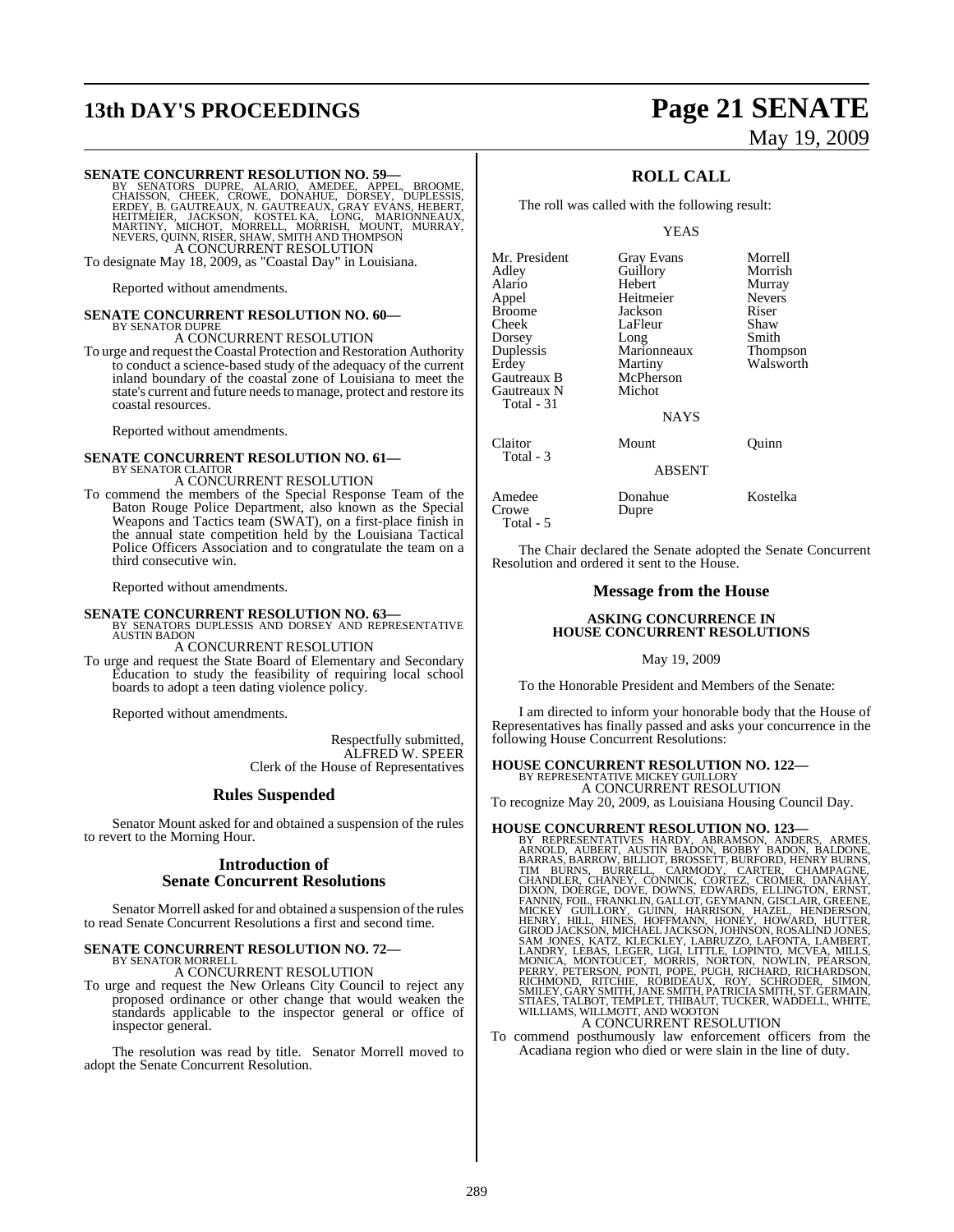**SENATE CONCURRENT RESOLUTION NO. 59—**
BY SENATORS DUPRE, ALARIO, AMEDEE, APPEL, BROOME, CHAISSON, CHEEK, CROWE, DONAHUE, DORSEY, DUPLESSIS, ERDEY, B. GAUTREAUX, N. GAUTREAUX, GRAY EVANS, HEBERT, HEITMEIER, JACKSON, KOSTELKA, LONG, MARIONNEAUX, MARTINY, MICHOT, MORRELL, MORRISH, MOUNT, MURRAY, NEVERS, QUINN, RISER, SHAW, SMITH AND THOMPSON

A CONCURRENT RESOLUTION

To designate May 18, 2009, as "Coastal Day" in Louisiana.

Reported without amendments.

**SENATE CONCURRENT RESOLUTION NO. 60—**
BY SENATOR DUPRE

A CONCURRENT RESOLUTION

To urge and request the Coastal Protection and Restoration Authority to conduct a science-based study of the adequacy of the current inland boundary of the coastal zone of Louisiana to meet the state's current and future needs to manage, protect and restore its coastal resources.

Reported without amendments.

**SENATE CONCURRENT RESOLUTION NO. 61—**
BY SENATOR CLAITOR

A CONCURRENT RESOLUTION

To commend the members of the Special Response Team of the Baton Rouge Police Department, also known as the Special Weapons and Tactics team (SWAT), on a first-place finish in the annual state competition held by the Louisiana Tactical Police Officers Association and to congratulate the team on a third consecutive win.

Reported without amendments.

**SENATE CONCURRENT RESOLUTION NO. 63—**
BY SENATORS DUPLESSIS AND DORSEY AND REPRESENTATIVE AUSTIN BADON

A CONCURRENT RESOLUTION

To urge and request the State Board of Elementary and Secondary Education to study the feasibility of requiring local school boards to adopt a teen dating violence policy.

Reported without amendments.

Respectfully submitted,
ALFRED W. SPEER
Clerk of the House of Representatives

## Rules Suspended

Senator Mount asked for and obtained a suspension of the rules to revert to the Morning Hour.

## Introduction of Senate Concurrent Resolutions

Senator Morrell asked for and obtained a suspension of the rules to read Senate Concurrent Resolutions a first and second time.

**SENATE CONCURRENT RESOLUTION NO. 72—**
BY SENATOR MORRELL

A CONCURRENT RESOLUTION

To urge and request the New Orleans City Council to reject any proposed ordinance or other change that would weaken the standards applicable to the inspector general or office of inspector general.

The resolution was read by title. Senator Morrell moved to adopt the Senate Concurrent Resolution.

## ROLL CALL

The roll was called with the following result:

YEAS

| | | |
|---|---|---|
| Mr. President | Gray Evans | Morrell |
| Adley | Guillory | Morrish |
| Alario | Hebert | Murray |
| Appel | Heitmeier | Nevers |
| Broome | Jackson | Riser |
| Cheek | LaFleur | Shaw |
| Dorsey | Long | Smith |
| Duplessis | Marionneaux | Thompson |
| Erdey | Martiny | Walsworth |
| Gautreaux B | McPherson | |
| Gautreaux N | Michot | |
| Total - 31 | | |

NAYS

| | | |
|---|---|---|
| Claitor | Mount | Quinn |
| Total - 3 | | |

ABSENT

| | | |
|---|---|---|
| Amedee | Donahue | Kostelka |
| Crowe | Dupre | |
| Total - 5 | | |

The Chair declared the Senate adopted the Senate Concurrent Resolution and ordered it sent to the House.

## Message from the House

**ASKING CONCURRENCE IN HOUSE CONCURRENT RESOLUTIONS**

May 19, 2009

To the Honorable President and Members of the Senate:

I am directed to inform your honorable body that the House of Representatives has finally passed and asks your concurrence in the following House Concurrent Resolutions:

**HOUSE CONCURRENT RESOLUTION NO. 122—**
BY REPRESENTATIVE MICKEY GUILLORY

A CONCURRENT RESOLUTION

To recognize May 20, 2009, as Louisiana Housing Council Day.

**HOUSE CONCURRENT RESOLUTION NO. 123—**
BY REPRESENTATIVES HARDY, ABRAMSON, ANDERS, ARMES, ARNOLD, AUBERT, AUSTIN BADON, BOBBY BADON, BALDONE, BARRAS, BARROW, BILLIOT, BROSSETT, BURFORD, HENRY BURNS, TIM BURNS, BURRELL, CARMODY, CARTER, CHAMPAGNE, CHANDLER, CHANEY, CONNICK, CORTEZ, CROMER, DANAHAY, DIXON, DOERGE, DOVE, DOWNS, EDWARDS, ELLINGTON, ERNST, FANNIN, FOIL, FRANKLIN, GALLOT, GEYMANN, GISCLAIR, GREENE, MICKEY GUILLORY, GUINN, HARRISON, HAZEL, HENDERSON, HENRY, HILL, HINES, HOFFMANN, HONEY, HOWARD, HUTTER, GIROD JACKSON, MICHAEL JACKSON, JOHNSON, ROSALIND JONES, SAM JONES, KATZ, KLECKLEY, LABRUZZO, LAFONTA, LAMBERT, LANDRY, LEBAS, LEGER, LIGI, LITTLE, LOPINTO, MCVEA, MILLS, MONICA, MONTOUCET, MORRIS, NORTON, NOWLIN, PEARSON, PERRY, PETERSON, PONTI, POPE, PUGH, RICHARD, RICHARDSON, RICHMOND, RITCHIE, ROBIDEAUX, ROY, SCHRODER, SIMON, SMILEY, GARY SMITH, JANE SMITH, PATRICIA SMITH, ST. GERMAIN, STIAES, TALBOT, TEMPLET, THIBAUT, TUCKER, WADDELL, WHITE, WILLIAMS, WILLMOTT, AND WOOTON

A CONCURRENT RESOLUTION

To commend posthumously law enforcement officers from the Acadiana region who died or were slain in the line of duty.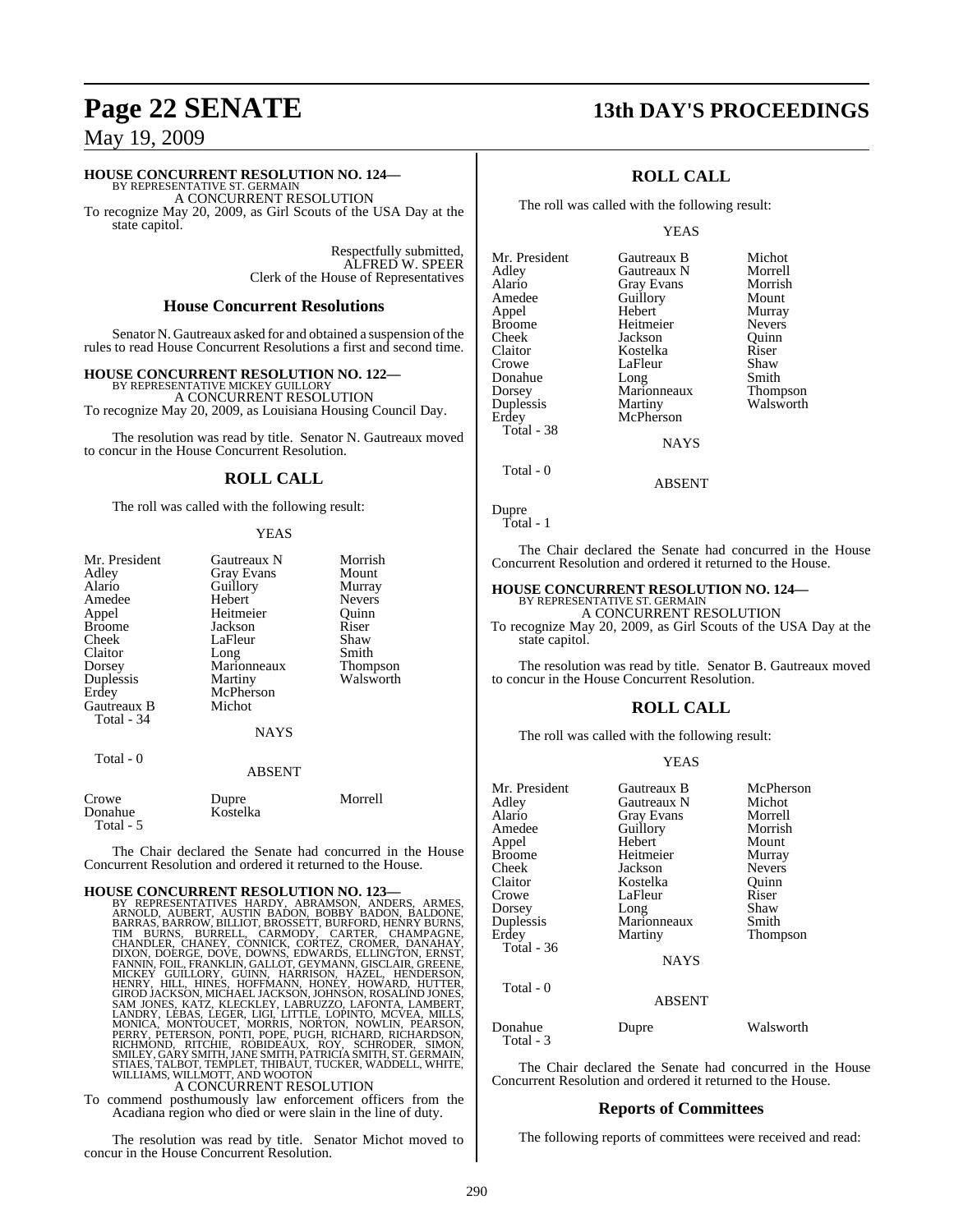**HOUSE CONCURRENT RESOLUTION NO. 124—**
BY REPRESENTATIVE ST. GERMAIN
A CONCURRENT RESOLUTION
To recognize May 20, 2009, as Girl Scouts of the USA Day at the state capitol.

Respectfully submitted,
ALFRED W. SPEER
Clerk of the House of Representatives

## House Concurrent Resolutions

Senator N. Gautreaux asked for and obtained a suspension of the rules to read House Concurrent Resolutions a first and second time.

**HOUSE CONCURRENT RESOLUTION NO. 122—**
BY REPRESENTATIVE MICKEY GUILLORY
A CONCURRENT RESOLUTION
To recognize May 20, 2009, as Louisiana Housing Council Day.

The resolution was read by title. Senator N. Gautreaux moved to concur in the House Concurrent Resolution.

## ROLL CALL

The roll was called with the following result:

YEAS

| | | |
|---|---|---|
| Mr. President | Gautreaux N | Morrish |
| Adley | Gray Evans | Mount |
| Alario | Guillory | Murray |
| Amedee | Hebert | Nevers |
| Appel | Heitmeier | Quinn |
| Broome | Jackson | Riser |
| Cheek | LaFleur | Shaw |
| Claitor | Long | Smith |
| Dorsey | Marionneaux | Thompson |
| Duplessis | Martiny | Walsworth |
| Erdey | McPherson | |
| Gautreaux B | Michot | |

Total - 34

NAYS

Total - 0

ABSENT

| | | |
|---|---|---|
| Crowe | Dupre | Morrell |
| Donahue | Kostelka | |

Total - 5

The Chair declared the Senate had concurred in the House Concurrent Resolution and ordered it returned to the House.

**HOUSE CONCURRENT RESOLUTION NO. 123—**
BY REPRESENTATIVES HARDY, ABRAMSON, ANDERS, ARMES, ARNOLD, AUBERT, AUSTIN BADON, BOBBY BADON, BALDONE, BARRAS, BARROW, BILLIOT, BROSSETT, BURFORD, HENRY BURNS, TIM BURNS, BURRELL, CARMODY, CARTER, CHAMPAGNE, CHANDLER, CHANEY, CONNICK, CORTEZ, CROMER, DANAHAY, DIXON, DOERGE, DOVE, DOWNS, EDWARDS, ELLINGTON, ERNST, FANNIN, FOIL, FRANKLIN, GALLOT, GEYMANN, GISCLAIR, GREENE, MICKEY GUILLORY, GUINN, HARRISON, HAZEL, HENDERSON, HENRY, HILL, HINES, HOFFMANN, HONEY, HOWARD, HUTTER, GIROD JACKSON, MICHAEL JACKSON, JOHNSON, ROSALIND JONES, SAM JONES, KATZ, KLECKLEY, LABRUZZO, LAFONTA, LAMBERT, LANDRY, LEBAS, LEGER, LIGI, LITTLE, LOPINTO, MCVEA, MILLS, MONICA, MONTOUCET, MORRIS, NORTON, NOWLIN, PEARSON, PERRY, PETERSON, PONTI, POPE, PUGH, RICHARD, RICHARDSON, RICHMOND, RITCHIE, ROBIDEAUX, ROY, SCHRODER, SIMON, SMILEY, GARY SMITH, JANE SMITH, PATRICIA SMITH, ST. GERMAIN, STIAES, TALBOT, TEMPLET, THIBAUT, TUCKER, WADDELL, WHITE, WILLIAMS, WILLMOTT, AND WOOTON
A CONCURRENT RESOLUTION
To commend posthumously law enforcement officers from the Acadiana region who died or were slain in the line of duty.

The resolution was read by title. Senator Michot moved to concur in the House Concurrent Resolution.

## ROLL CALL

The roll was called with the following result:

YEAS

| | | |
|---|---|---|
| Mr. President | Gautreaux B | Michot |
| Adley | Gautreaux N | Morrell |
| Alario | Gray Evans | Morrish |
| Amedee | Guillory | Mount |
| Appel | Hebert | Murray |
| Broome | Heitmeier | Nevers |
| Cheek | Jackson | Quinn |
| Claitor | Kostelka | Riser |
| Crowe | LaFleur | Shaw |
| Donahue | Long | Smith |
| Dorsey | Marionneaux | Thompson |
| Duplessis | Martiny | Walsworth |
| Erdey | McPherson | |

Total - 38

NAYS

Total - 0

ABSENT

Dupre

Total - 1

The Chair declared the Senate had concurred in the House Concurrent Resolution and ordered it returned to the House.

**HOUSE CONCURRENT RESOLUTION NO. 124—**
BY REPRESENTATIVE ST. GERMAIN
A CONCURRENT RESOLUTION
To recognize May 20, 2009, as Girl Scouts of the USA Day at the state capitol.

The resolution was read by title. Senator B. Gautreaux moved to concur in the House Concurrent Resolution.

## ROLL CALL

The roll was called with the following result:

YEAS

| | | |
|---|---|---|
| Mr. President | Gautreaux B | McPherson |
| Adley | Gautreaux N | Michot |
| Alario | Gray Evans | Morrell |
| Amedee | Guillory | Morrish |
| Appel | Hebert | Mount |
| Broome | Heitmeier | Murray |
| Cheek | Jackson | Nevers |
| Claitor | Kostelka | Quinn |
| Crowe | LaFleur | Riser |
| Dorsey | Long | Shaw |
| Duplessis | Marionneaux | Smith |
| Erdey | Martiny | Thompson |

Total - 36

NAYS

Total - 0

ABSENT

| | | |
|---|---|---|
| Donahue | Dupre | Walsworth |

Total - 3

The Chair declared the Senate had concurred in the House Concurrent Resolution and ordered it returned to the House.

## Reports of Committees

The following reports of committees were received and read: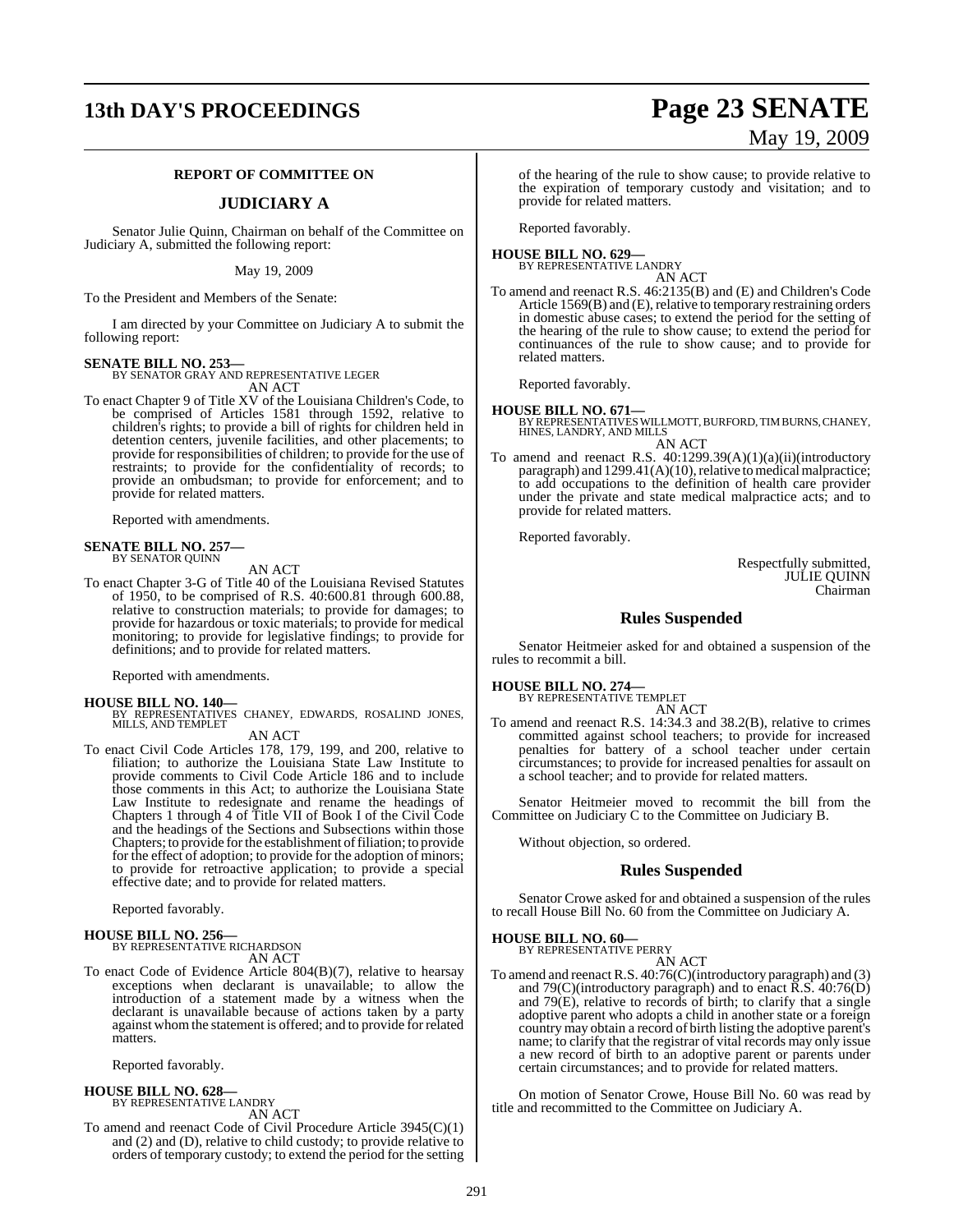**REPORT OF COMMITTEE ON**

## JUDICIARY A

Senator Julie Quinn, Chairman on behalf of the Committee on Judiciary A, submitted the following report:

May 19, 2009

To the President and Members of the Senate:

I am directed by your Committee on Judiciary A to submit the following report:

**SENATE BILL NO. 253—**
BY SENATOR GRAY AND REPRESENTATIVE LEGER

AN ACT

To enact Chapter 9 of Title XV of the Louisiana Children's Code, to be comprised of Articles 1581 through 1592, relative to children's rights; to provide a bill of rights for children held in detention centers, juvenile facilities, and other placements; to provide for responsibilities of children; to provide for the use of restraints; to provide for the confidentiality of records; to provide an ombudsman; to provide for enforcement; and to provide for related matters.

Reported with amendments.

**SENATE BILL NO. 257—**
BY SENATOR QUINN

AN ACT

To enact Chapter 3-G of Title 40 of the Louisiana Revised Statutes of 1950, to be comprised of R.S. 40:600.81 through 600.88, relative to construction materials; to provide for damages; to provide for hazardous or toxic materials; to provide for medical monitoring; to provide for legislative findings; to provide for definitions; and to provide for related matters.

Reported with amendments.

**HOUSE BILL NO. 140—**
BY REPRESENTATIVES CHANEY, EDWARDS, ROSALIND JONES, MILLS, AND TEMPLET

AN ACT

To enact Civil Code Articles 178, 179, 199, and 200, relative to filiation; to authorize the Louisiana State Law Institute to provide comments to Civil Code Article 186 and to include those comments in this Act; to authorize the Louisiana State Law Institute to redesignate and rename the headings of Chapters 1 through 4 of Title VII of Book I of the Civil Code and the headings of the Sections and Subsections within those Chapters; to provide for the establishment of filiation; to provide for the effect of adoption; to provide for the adoption of minors; to provide for retroactive application; to provide a special effective date; and to provide for related matters.

Reported favorably.

**HOUSE BILL NO. 256—**
BY REPRESENTATIVE RICHARDSON

AN ACT

To enact Code of Evidence Article 804(B)(7), relative to hearsay exceptions when declarant is unavailable; to allow the introduction of a statement made by a witness when the declarant is unavailable because of actions taken by a party against whom the statement is offered; and to provide for related matters.

Reported favorably.

**HOUSE BILL NO. 628—**
BY REPRESENTATIVE LANDRY

AN ACT

To amend and reenact Code of Civil Procedure Article 3945(C)(1) and (2) and (D), relative to child custody; to provide relative to orders of temporary custody; to extend the period for the setting of the hearing of the rule to show cause; to provide relative to the expiration of temporary custody and visitation; and to provide for related matters.

Reported favorably.

**HOUSE BILL NO. 629—**
BY REPRESENTATIVE LANDRY

AN ACT

To amend and reenact R.S. 46:2135(B) and (E) and Children's Code Article 1569(B) and (E), relative to temporary restraining orders in domestic abuse cases; to extend the period for the setting of the hearing of the rule to show cause; to extend the period for continuances of the rule to show cause; and to provide for related matters.

Reported favorably.

**HOUSE BILL NO. 671—**
BY REPRESENTATIVES WILLMOTT, BURFORD, TIM BURNS, CHANEY, HINES, LANDRY, AND MILLS

AN ACT

To amend and reenact R.S. 40:1299.39(A)(1)(a)(ii)(introductory paragraph) and 1299.41(A)(10), relative to medical malpractice; to add occupations to the definition of health care provider under the private and state medical malpractice acts; and to provide for related matters.

Reported favorably.

Respectfully submitted,
JULIE QUINN
Chairman

## Rules Suspended

Senator Heitmeier asked for and obtained a suspension of the rules to recommit a bill.

**HOUSE BILL NO. 274—**
BY REPRESENTATIVE TEMPLET

AN ACT

To amend and reenact R.S. 14:34.3 and 38.2(B), relative to crimes committed against school teachers; to provide for increased penalties for battery of a school teacher under certain circumstances; to provide for increased penalties for assault on a school teacher; and to provide for related matters.

Senator Heitmeier moved to recommit the bill from the Committee on Judiciary C to the Committee on Judiciary B.

Without objection, so ordered.

## Rules Suspended

Senator Crowe asked for and obtained a suspension of the rules to recall House Bill No. 60 from the Committee on Judiciary A.

**HOUSE BILL NO. 60—**
BY REPRESENTATIVE PERRY

AN ACT

To amend and reenact R.S. 40:76(C)(introductory paragraph) and (3) and 79(C)(introductory paragraph) and to enact R.S. 40:76(D) and 79(E), relative to records of birth; to clarify that a single adoptive parent who adopts a child in another state or a foreign country may obtain a record of birth listing the adoptive parent's name; to clarify that the registrar of vital records may only issue a new record of birth to an adoptive parent or parents under certain circumstances; and to provide for related matters.

On motion of Senator Crowe, House Bill No. 60 was read by title and recommitted to the Committee on Judiciary A.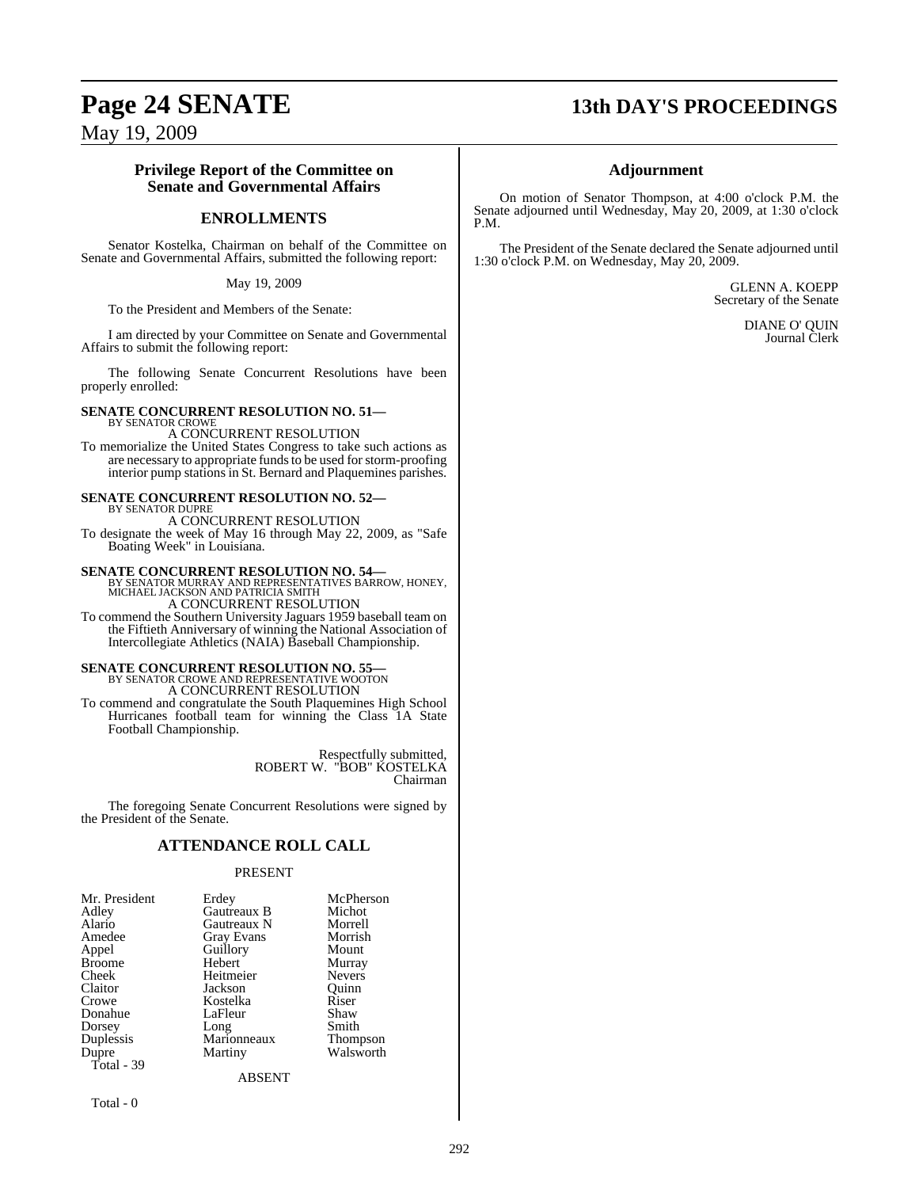## Privilege Report of the Committee on Senate and Governmental Affairs

### ENROLLMENTS

Senator Kostelka, Chairman on behalf of the Committee on Senate and Governmental Affairs, submitted the following report:

May 19, 2009

To the President and Members of the Senate:

I am directed by your Committee on Senate and Governmental Affairs to submit the following report:

The following Senate Concurrent Resolutions have been properly enrolled:

**SENATE CONCURRENT RESOLUTION NO. 51—**
BY SENATOR CROWE
A CONCURRENT RESOLUTION
To memorialize the United States Congress to take such actions as are necessary to appropriate funds to be used for storm-proofing interior pump stations in St. Bernard and Plaquemines parishes.

**SENATE CONCURRENT RESOLUTION NO. 52—**
BY SENATOR DUPRE
A CONCURRENT RESOLUTION
To designate the week of May 16 through May 22, 2009, as "Safe Boating Week" in Louisiana.

**SENATE CONCURRENT RESOLUTION NO. 54—**
BY SENATOR MURRAY AND REPRESENTATIVES BARROW, HONEY, MICHAEL JACKSON AND PATRICIA SMITH
A CONCURRENT RESOLUTION
To commend the Southern University Jaguars 1959 baseball team on the Fiftieth Anniversary of winning the National Association of Intercollegiate Athletics (NAIA) Baseball Championship.

**SENATE CONCURRENT RESOLUTION NO. 55—**
BY SENATOR CROWE AND REPRESENTATIVE WOOTON
A CONCURRENT RESOLUTION
To commend and congratulate the South Plaquemines High School Hurricanes football team for winning the Class 1A State Football Championship.

Respectfully submitted,
ROBERT W. "BOB" KOSTELKA
Chairman

The foregoing Senate Concurrent Resolutions were signed by the President of the Senate.

### ATTENDANCE ROLL CALL

PRESENT

| | | |
|---|---|---|
| Mr. President | Erdey | McPherson |
| Adley | Gautreaux B | Michot |
| Alario | Gautreaux N | Morrell |
| Amedee | Gray Evans | Morrish |
| Appel | Guillory | Mount |
| Broome | Hebert | Murray |
| Cheek | Heitmeier | Nevers |
| Claitor | Jackson | Quinn |
| Crowe | Kostelka | Riser |
| Donahue | LaFleur | Shaw |
| Dorsey | Long | Smith |
| Duplessis | Marionneaux | Thompson |
| Dupre | Martiny | Walsworth |

Total - 39

ABSENT

Total - 0

### Adjournment

On motion of Senator Thompson, at 4:00 o'clock P.M. the Senate adjourned until Wednesday, May 20, 2009, at 1:30 o'clock P.M.

The President of the Senate declared the Senate adjourned until 1:30 o'clock P.M. on Wednesday, May 20, 2009.

GLENN A. KOEPP
Secretary of the Senate

DIANE O' QUIN
Journal Clerk